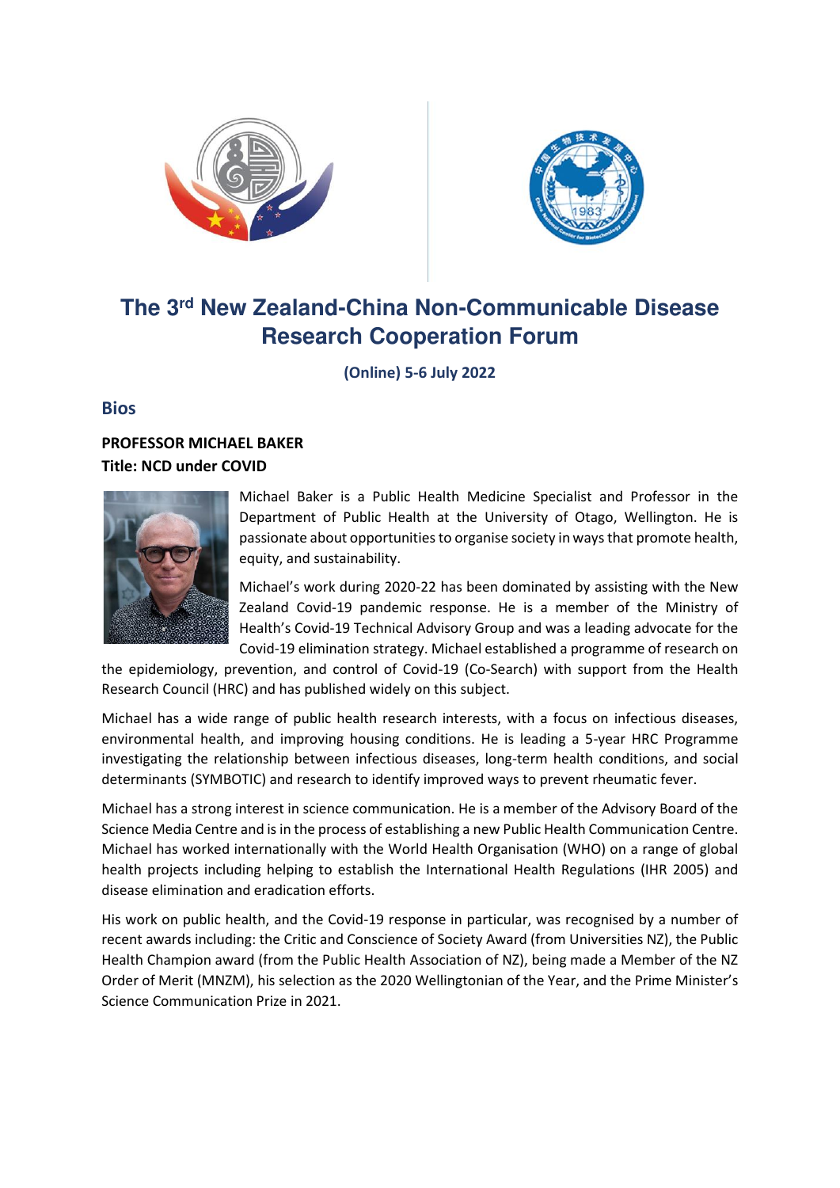# The 3rd New Zealand-China Non-Communicable Disease Research Cooperation Forum

**(Online) 5-6 July 2022**

## Bios

**PROFESSOR MICHAEL BAKER**
**Title: NCD under COVID**

Michael Baker is a Public Health Medicine Specialist and Professor in the Department of Public Health at the University of Otago, Wellington. He is passionate about opportunities to organise society in ways that promote health, equity, and sustainability.

Michael's work during 2020-22 has been dominated by assisting with the New Zealand Covid-19 pandemic response. He is a member of the Ministry of Health's Covid-19 Technical Advisory Group and was a leading advocate for the Covid-19 elimination strategy. Michael established a programme of research on the epidemiology, prevention, and control of Covid-19 (Co-Search) with support from the Health Research Council (HRC) and has published widely on this subject.

Michael has a wide range of public health research interests, with a focus on infectious diseases, environmental health, and improving housing conditions. He is leading a 5-year HRC Programme investigating the relationship between infectious diseases, long-term health conditions, and social determinants (SYMBOTIC) and research to identify improved ways to prevent rheumatic fever.

Michael has a strong interest in science communication. He is a member of the Advisory Board of the Science Media Centre and is in the process of establishing a new Public Health Communication Centre. Michael has worked internationally with the World Health Organisation (WHO) on a range of global health projects including helping to establish the International Health Regulations (IHR 2005) and disease elimination and eradication efforts.

His work on public health, and the Covid-19 response in particular, was recognised by a number of recent awards including: the Critic and Conscience of Society Award (from Universities NZ), the Public Health Champion award (from the Public Health Association of NZ), being made a Member of the NZ Order of Merit (MNZM), his selection as the 2020 Wellingtonian of the Year, and the Prime Minister's Science Communication Prize in 2021.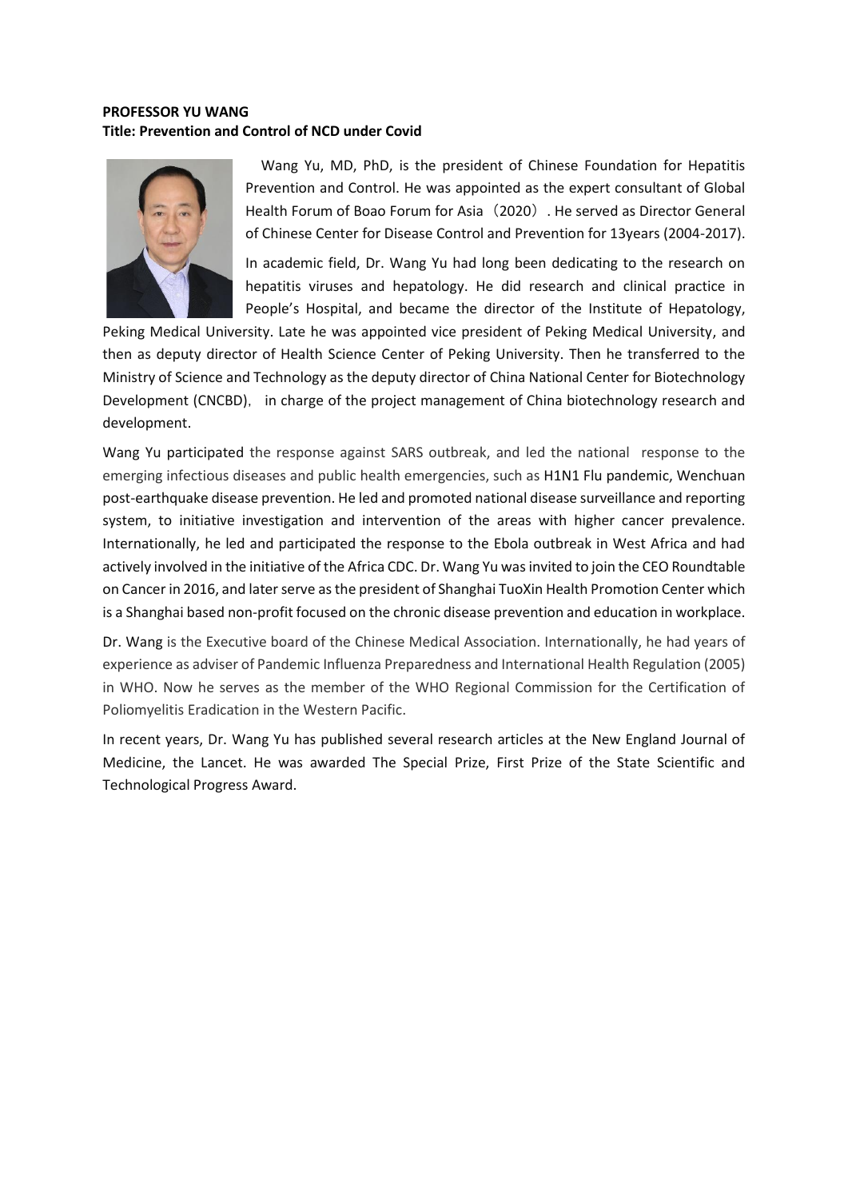**PROFESSOR YU WANG**
**Title: Prevention and Control of NCD under Covid**

Wang Yu, MD, PhD, is the president of Chinese Foundation for Hepatitis Prevention and Control. He was appointed as the expert consultant of Global Health Forum of Boao Forum for Asia（2020）. He served as Director General of Chinese Center for Disease Control and Prevention for 13years (2004-2017).

In academic field, Dr. Wang Yu had long been dedicating to the research on hepatitis viruses and hepatology. He did research and clinical practice in People's Hospital, and became the director of the Institute of Hepatology, Peking Medical University. Late he was appointed vice president of Peking Medical University, and then as deputy director of Health Science Center of Peking University. Then he transferred to the Ministry of Science and Technology as the deputy director of China National Center for Biotechnology Development (CNCBD)， in charge of the project management of China biotechnology research and development.

Wang Yu participated the response against SARS outbreak, and led the national response to the emerging infectious diseases and public health emergencies, such as H1N1 Flu pandemic, Wenchuan post-earthquake disease prevention. He led and promoted national disease surveillance and reporting system, to initiative investigation and intervention of the areas with higher cancer prevalence. Internationally, he led and participated the response to the Ebola outbreak in West Africa and had actively involved in the initiative of the Africa CDC. Dr. Wang Yu was invited to join the CEO Roundtable on Cancer in 2016, and later serve as the president of Shanghai TuoXin Health Promotion Center which is a Shanghai based non-profit focused on the chronic disease prevention and education in workplace.

Dr. Wang is the Executive board of the Chinese Medical Association. Internationally, he had years of experience as adviser of Pandemic Influenza Preparedness and International Health Regulation (2005) in WHO. Now he serves as the member of the WHO Regional Commission for the Certification of Poliomyelitis Eradication in the Western Pacific.

In recent years, Dr. Wang Yu has published several research articles at the New England Journal of Medicine, the Lancet. He was awarded The Special Prize, First Prize of the State Scientific and Technological Progress Award.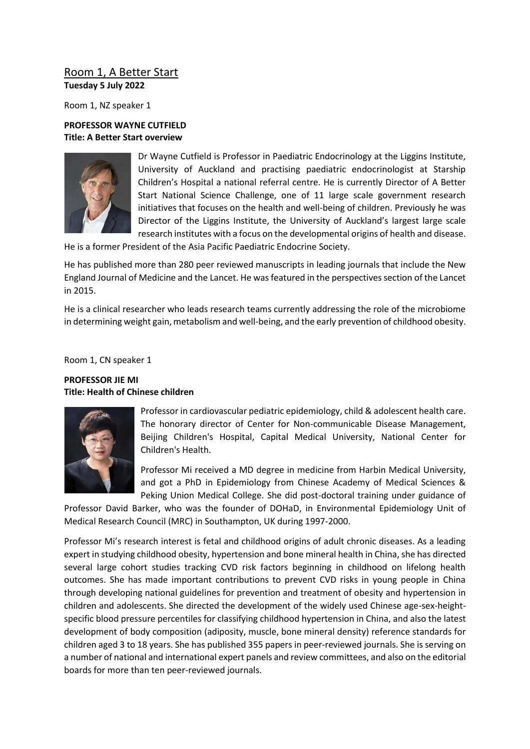## Room 1, A Better Start

**Tuesday 5 July 2022**

Room 1, NZ speaker 1

**PROFESSOR WAYNE CUTFIELD**
**Title: A Better Start overview**

Dr Wayne Cutfield is Professor in Paediatric Endocrinology at the Liggins Institute, University of Auckland and practising paediatric endocrinologist at Starship Children's Hospital a national referral centre. He is currently Director of A Better Start National Science Challenge, one of 11 large scale government research initiatives that focuses on the health and well-being of children. Previously he was Director of the Liggins Institute, the University of Auckland's largest large scale research institutes with a focus on the developmental origins of health and disease. He is a former President of the Asia Pacific Paediatric Endocrine Society.

He has published more than 280 peer reviewed manuscripts in leading journals that include the New England Journal of Medicine and the Lancet. He was featured in the perspectives section of the Lancet in 2015.

He is a clinical researcher who leads research teams currently addressing the role of the microbiome in determining weight gain, metabolism and well-being, and the early prevention of childhood obesity.

Room 1, CN speaker 1

**PROFESSOR JIE MI**
**Title: Health of Chinese children**

Professor in cardiovascular pediatric epidemiology, child & adolescent health care. The honorary director of Center for Non-communicable Disease Management, Beijing Children's Hospital, Capital Medical University, National Center for Children's Health.

Professor Mi received a MD degree in medicine from Harbin Medical University, and got a PhD in Epidemiology from Chinese Academy of Medical Sciences & Peking Union Medical College. She did post-doctoral training under guidance of Professor David Barker, who was the founder of DOHaD, in Environmental Epidemiology Unit of Medical Research Council (MRC) in Southampton, UK during 1997-2000.

Professor Mi's research interest is fetal and childhood origins of adult chronic diseases. As a leading expert in studying childhood obesity, hypertension and bone mineral health in China, she has directed several large cohort studies tracking CVD risk factors beginning in childhood on lifelong health outcomes. She has made important contributions to prevent CVD risks in young people in China through developing national guidelines for prevention and treatment of obesity and hypertension in children and adolescents. She directed the development of the widely used Chinese age-sex-height-specific blood pressure percentiles for classifying childhood hypertension in China, and also the latest development of body composition (adiposity, muscle, bone mineral density) reference standards for children aged 3 to 18 years. She has published 355 papers in peer-reviewed journals. She is serving on a number of national and international expert panels and review committees, and also on the editorial boards for more than ten peer-reviewed journals.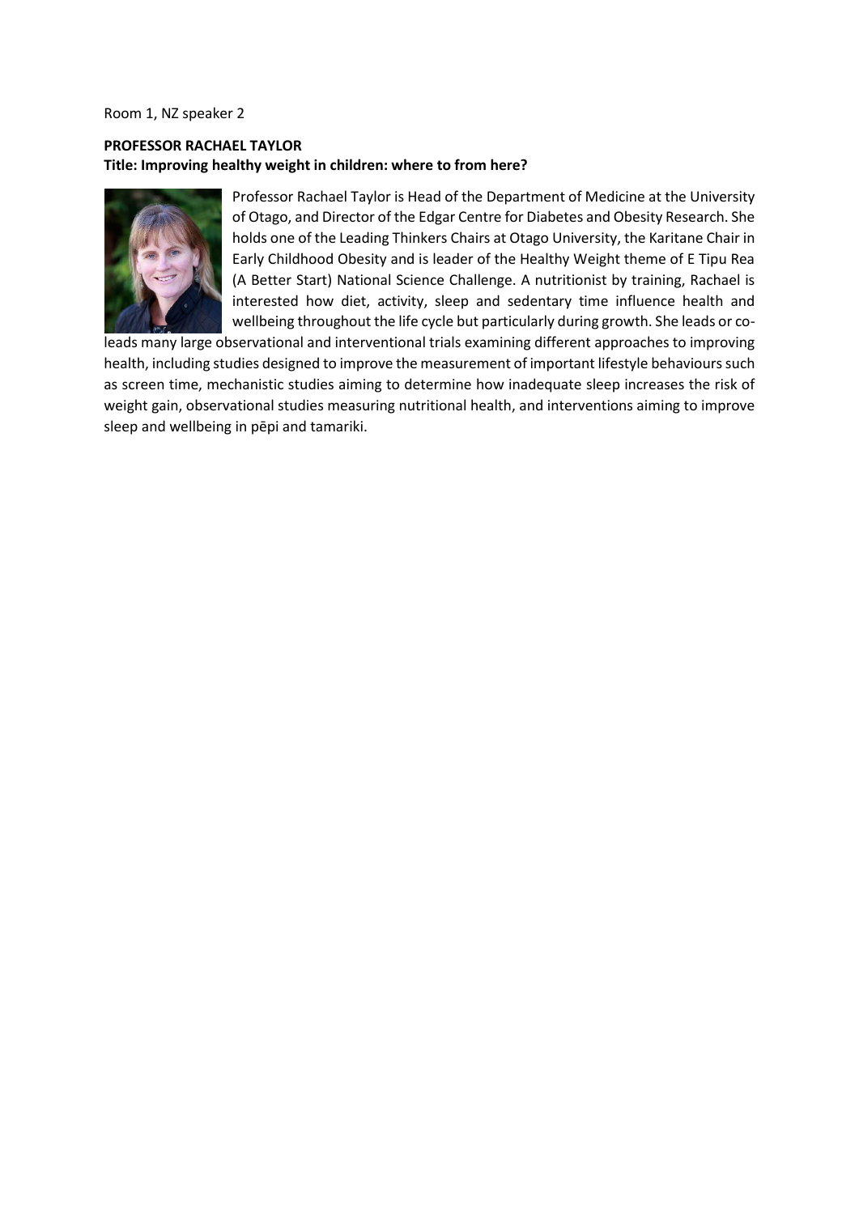Room 1, NZ speaker 2

**PROFESSOR RACHAEL TAYLOR**

**Title: Improving healthy weight in children: where to from here?**

Professor Rachael Taylor is Head of the Department of Medicine at the University of Otago, and Director of the Edgar Centre for Diabetes and Obesity Research. She holds one of the Leading Thinkers Chairs at Otago University, the Karitane Chair in Early Childhood Obesity and is leader of the Healthy Weight theme of E Tipu Rea (A Better Start) National Science Challenge. A nutritionist by training, Rachael is interested how diet, activity, sleep and sedentary time influence health and wellbeing throughout the life cycle but particularly during growth. She leads or co-leads many large observational and interventional trials examining different approaches to improving health, including studies designed to improve the measurement of important lifestyle behaviours such as screen time, mechanistic studies aiming to determine how inadequate sleep increases the risk of weight gain, observational studies measuring nutritional health, and interventions aiming to improve sleep and wellbeing in pēpi and tamariki.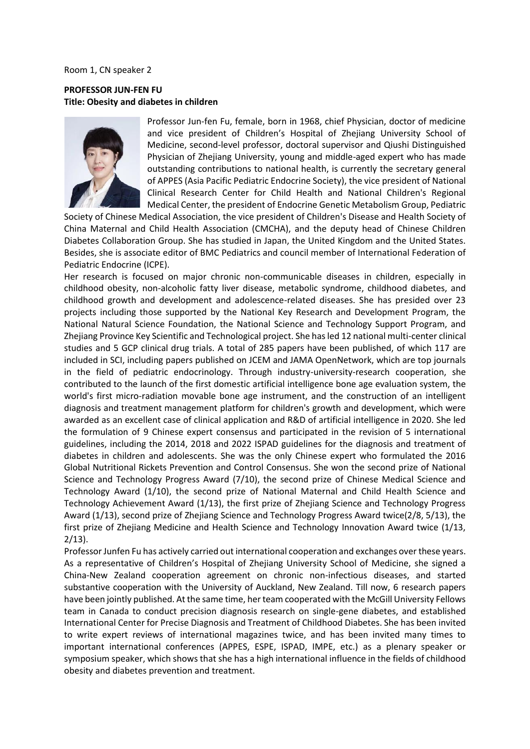Room 1, CN speaker 2

**PROFESSOR JUN-FEN FU**
**Title: Obesity and diabetes in children**

Professor Jun-fen Fu, female, born in 1968, chief Physician, doctor of medicine and vice president of Children's Hospital of Zhejiang University School of Medicine, second-level professor, doctoral supervisor and Qiushi Distinguished Physician of Zhejiang University, young and middle-aged expert who has made outstanding contributions to national health, is currently the secretary general of APPES (Asia Pacific Pediatric Endocrine Society), the vice president of National Clinical Research Center for Child Health and National Children's Regional Medical Center, the president of Endocrine Genetic Metabolism Group, Pediatric Society of Chinese Medical Association, the vice president of Children's Disease and Health Society of China Maternal and Child Health Association (CMCHA), and the deputy head of Chinese Children Diabetes Collaboration Group. She has studied in Japan, the United Kingdom and the United States. Besides, she is associate editor of BMC Pediatrics and council member of International Federation of Pediatric Endocrine (ICPE).

Her research is focused on major chronic non-communicable diseases in children, especially in childhood obesity, non-alcoholic fatty liver disease, metabolic syndrome, childhood diabetes, and childhood growth and development and adolescence-related diseases. She has presided over 23 projects including those supported by the National Key Research and Development Program, the National Natural Science Foundation, the National Science and Technology Support Program, and Zhejiang Province Key Scientific and Technological project. She has led 12 national multi-center clinical studies and 5 GCP clinical drug trials. A total of 285 papers have been published, of which 117 are included in SCI, including papers published on JCEM and JAMA OpenNetwork, which are top journals in the field of pediatric endocrinology. Through industry-university-research cooperation, she contributed to the launch of the first domestic artificial intelligence bone age evaluation system, the world's first micro-radiation movable bone age instrument, and the construction of an intelligent diagnosis and treatment management platform for children's growth and development, which were awarded as an excellent case of clinical application and R&D of artificial intelligence in 2020. She led the formulation of 9 Chinese expert consensus and participated in the revision of 5 international guidelines, including the 2014, 2018 and 2022 ISPAD guidelines for the diagnosis and treatment of diabetes in children and adolescents. She was the only Chinese expert who formulated the 2016 Global Nutritional Rickets Prevention and Control Consensus. She won the second prize of National Science and Technology Progress Award (7/10), the second prize of Chinese Medical Science and Technology Award (1/10), the second prize of National Maternal and Child Health Science and Technology Achievement Award (1/13), the first prize of Zhejiang Science and Technology Progress Award (1/13), second prize of Zhejiang Science and Technology Progress Award twice(2/8, 5/13), the first prize of Zhejiang Medicine and Health Science and Technology Innovation Award twice (1/13, 2/13).

Professor Junfen Fu has actively carried out international cooperation and exchanges over these years. As a representative of Children's Hospital of Zhejiang University School of Medicine, she signed a China-New Zealand cooperation agreement on chronic non-infectious diseases, and started substantive cooperation with the University of Auckland, New Zealand. Till now, 6 research papers have been jointly published. At the same time, her team cooperated with the McGill University Fellows team in Canada to conduct precision diagnosis research on single-gene diabetes, and established International Center for Precise Diagnosis and Treatment of Childhood Diabetes. She has been invited to write expert reviews of international magazines twice, and has been invited many times to important international conferences (APPES, ESPE, ISPAD, IMPE, etc.) as a plenary speaker or symposium speaker, which shows that she has a high international influence in the fields of childhood obesity and diabetes prevention and treatment.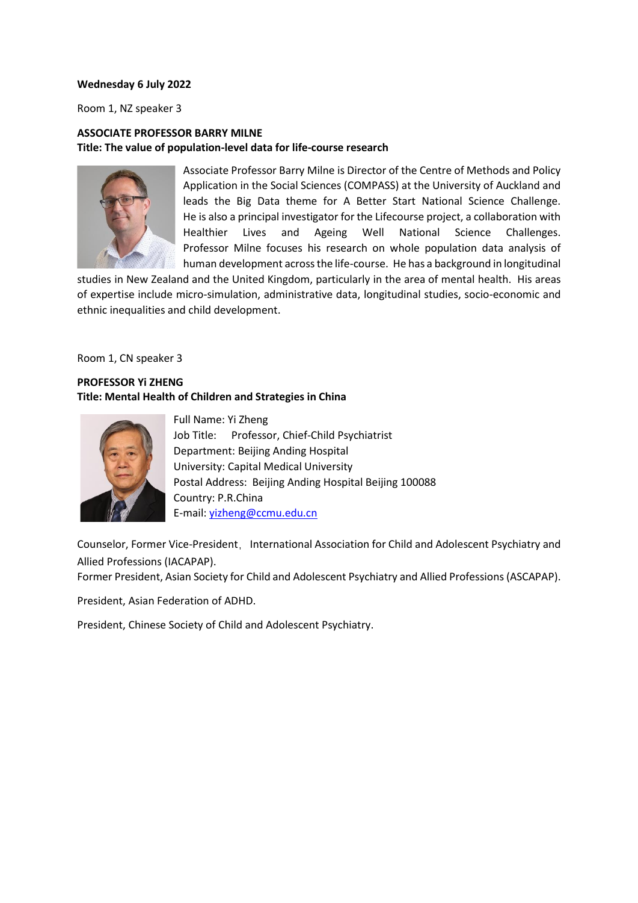**Wednesday 6 July 2022**

Room 1, NZ speaker 3

**ASSOCIATE PROFESSOR BARRY MILNE**
**Title: The value of population-level data for life-course research**

Associate Professor Barry Milne is Director of the Centre of Methods and Policy Application in the Social Sciences (COMPASS) at the University of Auckland and leads the Big Data theme for A Better Start National Science Challenge. He is also a principal investigator for the Lifecourse project, a collaboration with Healthier Lives and Ageing Well National Science Challenges. Professor Milne focuses his research on whole population data analysis of human development across the life-course. He has a background in longitudinal studies in New Zealand and the United Kingdom, particularly in the area of mental health. His areas of expertise include micro-simulation, administrative data, longitudinal studies, socio-economic and ethnic inequalities and child development.

Room 1, CN speaker 3

**PROFESSOR Yi ZHENG**
**Title: Mental Health of Children and Strategies in China**

Full Name: Yi Zheng
Job Title: Professor, Chief-Child Psychiatrist
Department: Beijing Anding Hospital
University: Capital Medical University
Postal Address: Beijing Anding Hospital Beijing 100088
Country: P.R.China
E-mail: yizheng@ccmu.edu.cn

Counselor, Former Vice-President，International Association for Child and Adolescent Psychiatry and Allied Professions (IACAPAP).
Former President, Asian Society for Child and Adolescent Psychiatry and Allied Professions (ASCAPAP).

President, Asian Federation of ADHD.

President, Chinese Society of Child and Adolescent Psychiatry.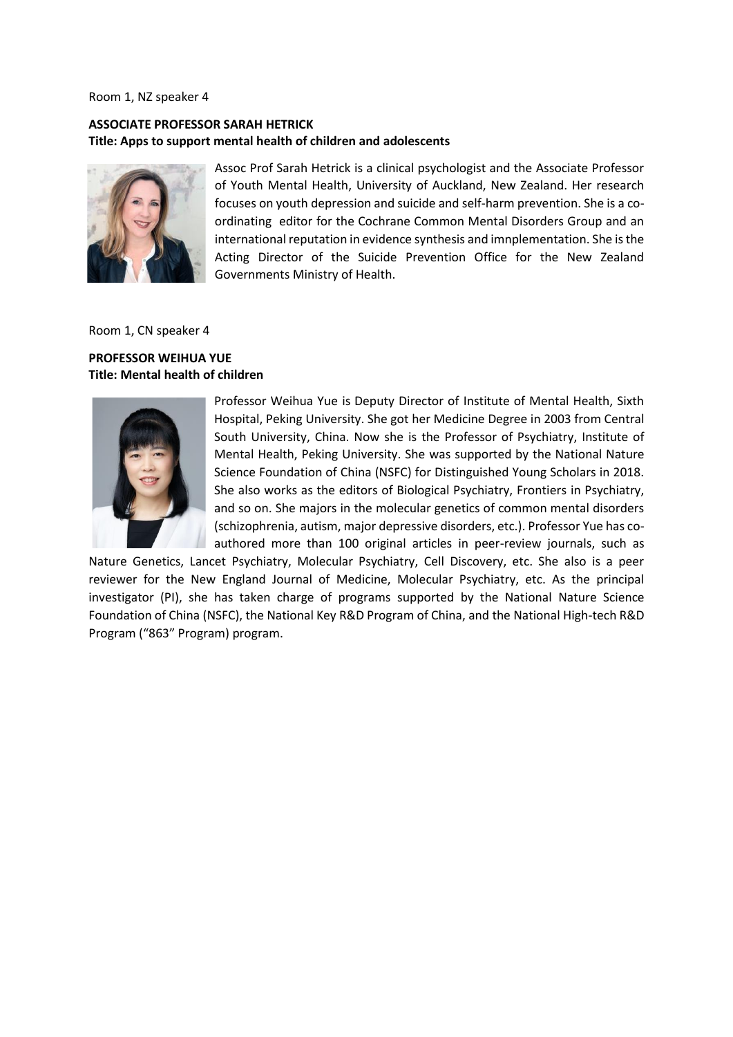Room 1, NZ speaker 4

**ASSOCIATE PROFESSOR SARAH HETRICK**
**Title: Apps to support mental health of children and adolescents**

Assoc Prof Sarah Hetrick is a clinical psychologist and the Associate Professor of Youth Mental Health, University of Auckland, New Zealand. Her research focuses on youth depression and suicide and self-harm prevention. She is a co-ordinating editor for the Cochrane Common Mental Disorders Group and an international reputation in evidence synthesis and imnplementation. She is the Acting Director of the Suicide Prevention Office for the New Zealand Governments Ministry of Health.

Room 1, CN speaker 4

**PROFESSOR WEIHUA YUE**
**Title: Mental health of children**

Professor Weihua Yue is Deputy Director of Institute of Mental Health, Sixth Hospital, Peking University. She got her Medicine Degree in 2003 from Central South University, China. Now she is the Professor of Psychiatry, Institute of Mental Health, Peking University. She was supported by the National Nature Science Foundation of China (NSFC) for Distinguished Young Scholars in 2018. She also works as the editors of Biological Psychiatry, Frontiers in Psychiatry, and so on. She majors in the molecular genetics of common mental disorders (schizophrenia, autism, major depressive disorders, etc.). Professor Yue has co-authored more than 100 original articles in peer-review journals, such as Nature Genetics, Lancet Psychiatry, Molecular Psychiatry, Cell Discovery, etc. She also is a peer reviewer for the New England Journal of Medicine, Molecular Psychiatry, etc. As the principal investigator (PI), she has taken charge of programs supported by the National Nature Science Foundation of China (NSFC), the National Key R&D Program of China, and the National High-tech R&D Program ("863" Program) program.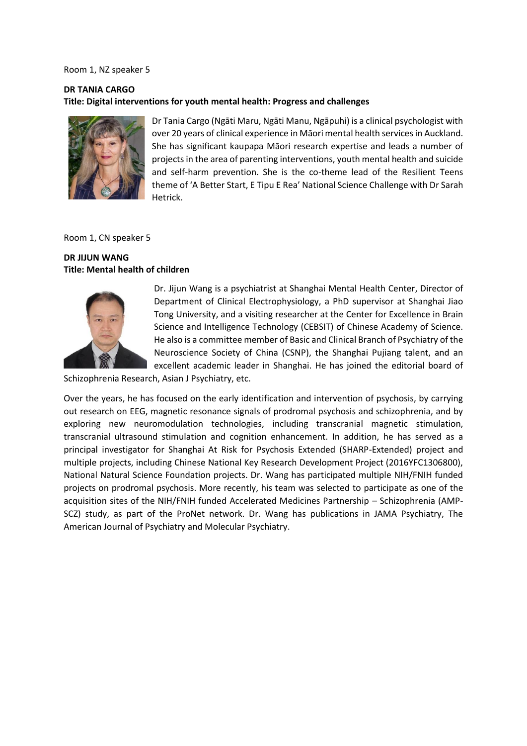Room 1, NZ speaker 5

**DR TANIA CARGO**
**Title: Digital interventions for youth mental health: Progress and challenges**

Dr Tania Cargo (Ngāti Maru, Ngāti Manu, Ngāpuhi) is a clinical psychologist with over 20 years of clinical experience in Māori mental health services in Auckland. She has significant kaupapa Māori research expertise and leads a number of projects in the area of parenting interventions, youth mental health and suicide and self-harm prevention. She is the co-theme lead of the Resilient Teens theme of 'A Better Start, E Tipu E Rea' National Science Challenge with Dr Sarah Hetrick.

Room 1, CN speaker 5

**DR JIJUN WANG**
**Title: Mental health of children**

Dr. Jijun Wang is a psychiatrist at Shanghai Mental Health Center, Director of Department of Clinical Electrophysiology, a PhD supervisor at Shanghai Jiao Tong University, and a visiting researcher at the Center for Excellence in Brain Science and Intelligence Technology (CEBSIT) of Chinese Academy of Science. He also is a committee member of Basic and Clinical Branch of Psychiatry of the Neuroscience Society of China (CSNP), the Shanghai Pujiang talent, and an excellent academic leader in Shanghai. He has joined the editorial board of Schizophrenia Research, Asian J Psychiatry, etc.

Over the years, he has focused on the early identification and intervention of psychosis, by carrying out research on EEG, magnetic resonance signals of prodromal psychosis and schizophrenia, and by exploring new neuromodulation technologies, including transcranial magnetic stimulation, transcranial ultrasound stimulation and cognition enhancement. In addition, he has served as a principal investigator for Shanghai At Risk for Psychosis Extended (SHARP-Extended) project and multiple projects, including Chinese National Key Research Development Project (2016YFC1306800), National Natural Science Foundation projects. Dr. Wang has participated multiple NIH/FNIH funded projects on prodromal psychosis. More recently, his team was selected to participate as one of the acquisition sites of the NIH/FNIH funded Accelerated Medicines Partnership – Schizophrenia (AMP-SCZ) study, as part of the ProNet network. Dr. Wang has publications in JAMA Psychiatry, The American Journal of Psychiatry and Molecular Psychiatry.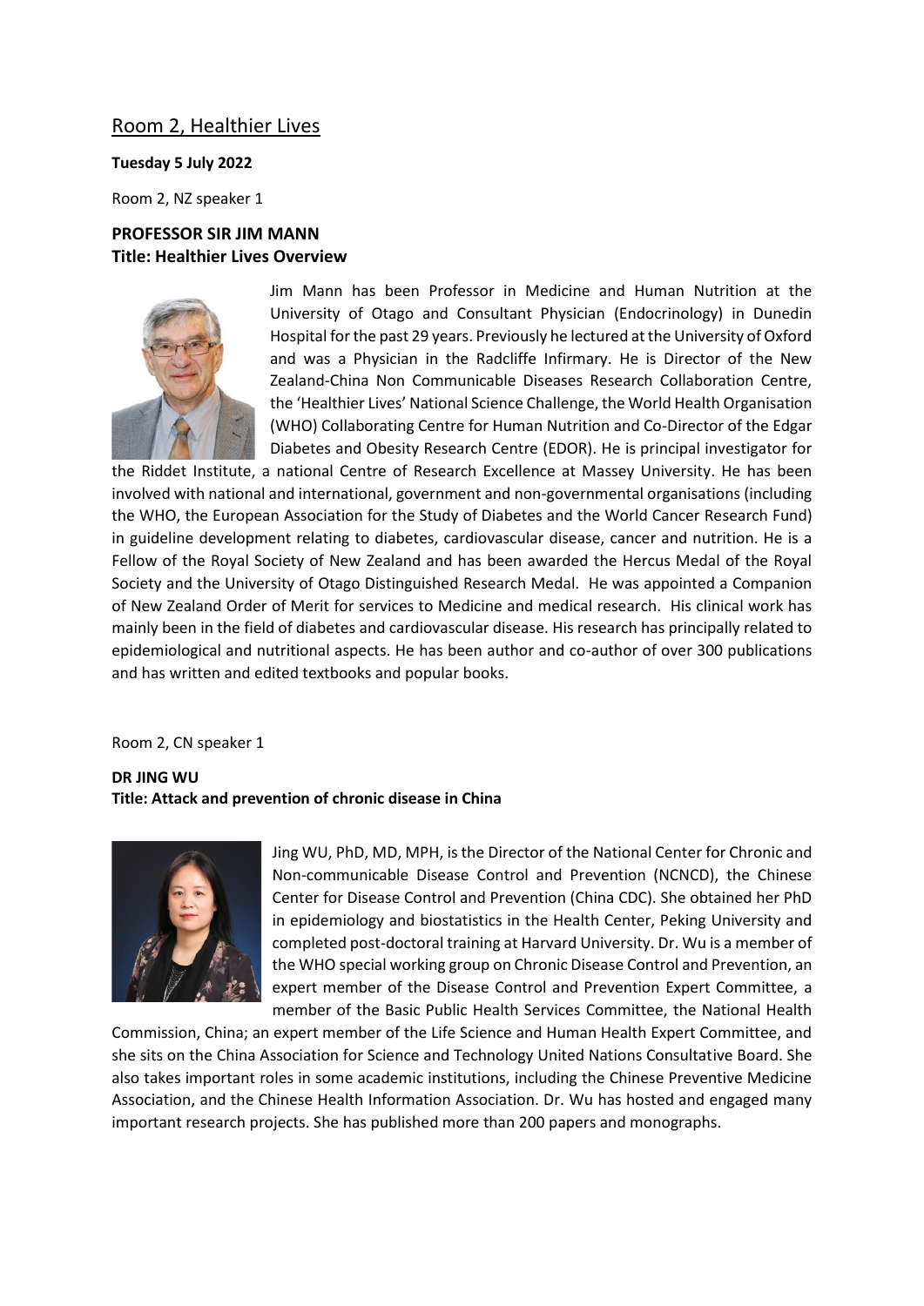## Room 2, Healthier Lives

**Tuesday 5 July 2022**

Room 2, NZ speaker 1

**PROFESSOR SIR JIM MANN**
**Title: Healthier Lives Overview**

Jim Mann has been Professor in Medicine and Human Nutrition at the University of Otago and Consultant Physician (Endocrinology) in Dunedin Hospital for the past 29 years. Previously he lectured at the University of Oxford and was a Physician in the Radcliffe Infirmary. He is Director of the New Zealand-China Non Communicable Diseases Research Collaboration Centre, the 'Healthier Lives' National Science Challenge, the World Health Organisation (WHO) Collaborating Centre for Human Nutrition and Co-Director of the Edgar Diabetes and Obesity Research Centre (EDOR). He is principal investigator for the Riddet Institute, a national Centre of Research Excellence at Massey University. He has been involved with national and international, government and non-governmental organisations (including the WHO, the European Association for the Study of Diabetes and the World Cancer Research Fund) in guideline development relating to diabetes, cardiovascular disease, cancer and nutrition. He is a Fellow of the Royal Society of New Zealand and has been awarded the Hercus Medal of the Royal Society and the University of Otago Distinguished Research Medal. He was appointed a Companion of New Zealand Order of Merit for services to Medicine and medical research. His clinical work has mainly been in the field of diabetes and cardiovascular disease. His research has principally related to epidemiological and nutritional aspects. He has been author and co-author of over 300 publications and has written and edited textbooks and popular books.

Room 2, CN speaker 1

**DR JING WU**
**Title: Attack and prevention of chronic disease in China**

Jing WU, PhD, MD, MPH, is the Director of the National Center for Chronic and Non-communicable Disease Control and Prevention (NCNCD), the Chinese Center for Disease Control and Prevention (China CDC). She obtained her PhD in epidemiology and biostatistics in the Health Center, Peking University and completed post-doctoral training at Harvard University. Dr. Wu is a member of the WHO special working group on Chronic Disease Control and Prevention, an expert member of the Disease Control and Prevention Expert Committee, a member of the Basic Public Health Services Committee, the National Health Commission, China; an expert member of the Life Science and Human Health Expert Committee, and she sits on the China Association for Science and Technology United Nations Consultative Board. She also takes important roles in some academic institutions, including the Chinese Preventive Medicine Association, and the Chinese Health Information Association. Dr. Wu has hosted and engaged many important research projects. She has published more than 200 papers and monographs.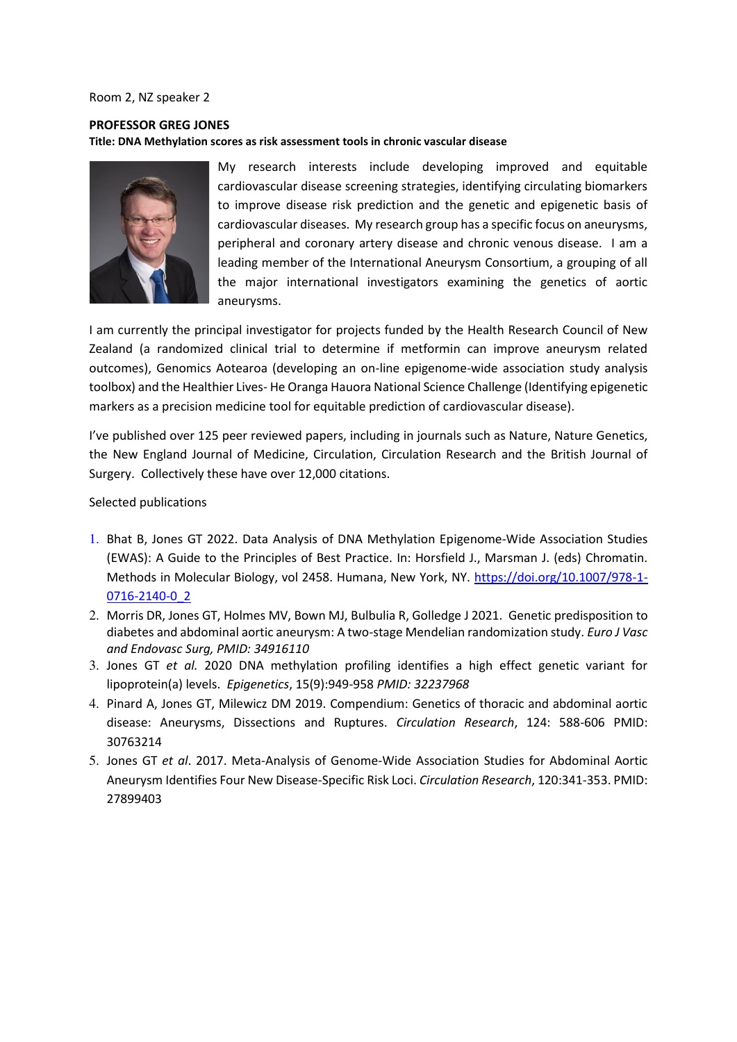Room 2, NZ speaker 2

**PROFESSOR GREG JONES**

**Title: DNA Methylation scores as risk assessment tools in chronic vascular disease**

My research interests include developing improved and equitable cardiovascular disease screening strategies, identifying circulating biomarkers to improve disease risk prediction and the genetic and epigenetic basis of cardiovascular diseases. My research group has a specific focus on aneurysms, peripheral and coronary artery disease and chronic venous disease. I am a leading member of the International Aneurysm Consortium, a grouping of all the major international investigators examining the genetics of aortic aneurysms.

I am currently the principal investigator for projects funded by the Health Research Council of New Zealand (a randomized clinical trial to determine if metformin can improve aneurysm related outcomes), Genomics Aotearoa (developing an on-line epigenome-wide association study analysis toolbox) and the Healthier Lives- He Oranga Hauora National Science Challenge (Identifying epigenetic markers as a precision medicine tool for equitable prediction of cardiovascular disease).

I've published over 125 peer reviewed papers, including in journals such as Nature, Nature Genetics, the New England Journal of Medicine, Circulation, Circulation Research and the British Journal of Surgery. Collectively these have over 12,000 citations.

Selected publications

1. Bhat B, Jones GT 2022. Data Analysis of DNA Methylation Epigenome-Wide Association Studies (EWAS): A Guide to the Principles of Best Practice. In: Horsfield J., Marsman J. (eds) Chromatin. Methods in Molecular Biology, vol 2458. Humana, New York, NY. https://doi.org/10.1007/978-1-0716-2140-0_2
2. Morris DR, Jones GT, Holmes MV, Bown MJ, Bulbulia R, Golledge J 2021. Genetic predisposition to diabetes and abdominal aortic aneurysm: A two-stage Mendelian randomization study. *Euro J Vasc and Endovasc Surg, PMID: 34916110*
3. Jones GT *et al.* 2020 DNA methylation profiling identifies a high effect genetic variant for lipoprotein(a) levels. *Epigenetics*, 15(9):949-958 *PMID: 32237968*
4. Pinard A, Jones GT, Milewicz DM 2019. Compendium: Genetics of thoracic and abdominal aortic disease: Aneurysms, Dissections and Ruptures. *Circulation Research*, 124: 588-606 PMID: 30763214
5. Jones GT *et al*. 2017. Meta-Analysis of Genome-Wide Association Studies for Abdominal Aortic Aneurysm Identifies Four New Disease-Specific Risk Loci. *Circulation Research*, 120:341-353. PMID: 27899403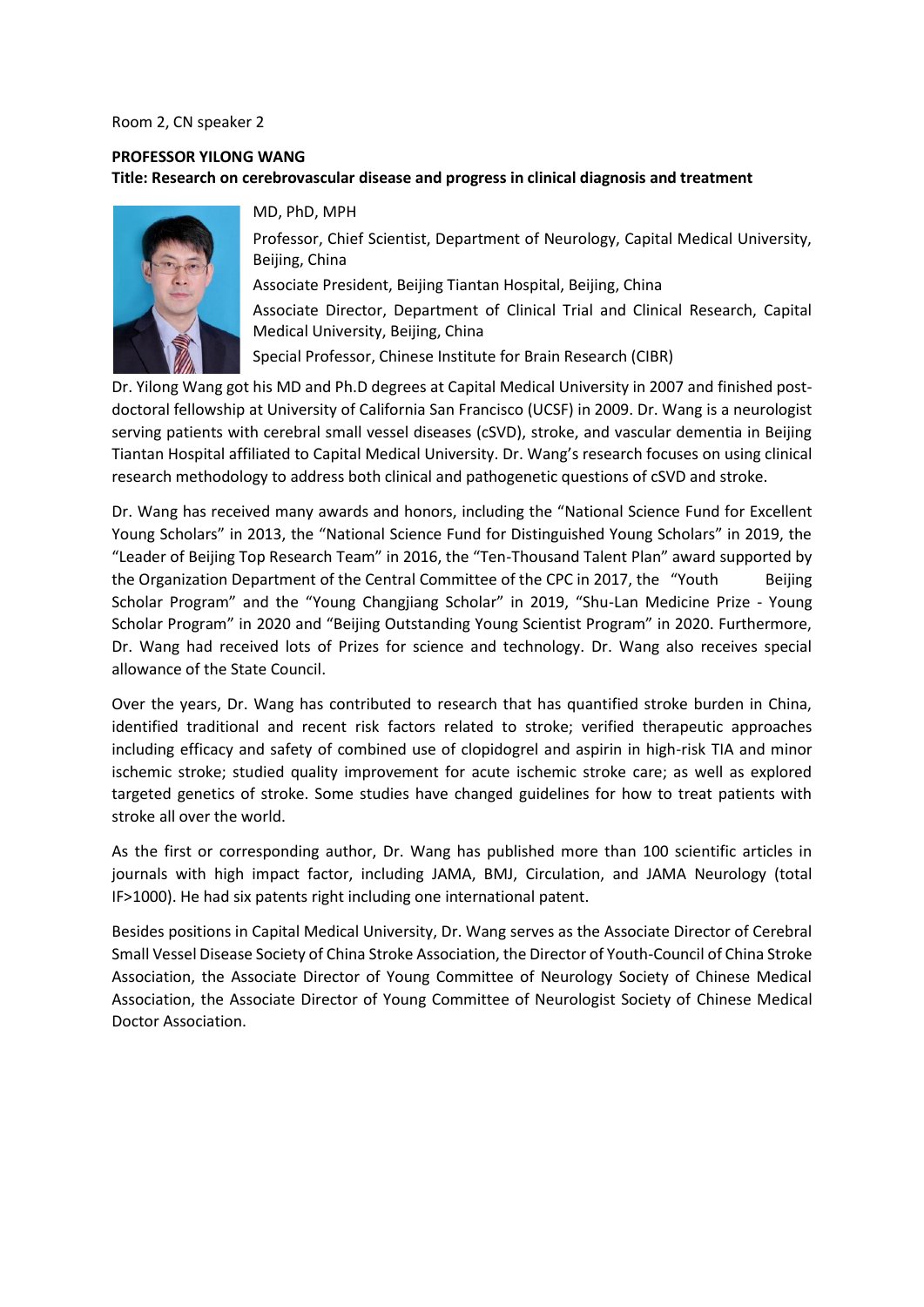Room 2, CN speaker 2

**PROFESSOR YILONG WANG**

**Title: Research on cerebrovascular disease and progress in clinical diagnosis and treatment**

MD, PhD, MPH

Professor, Chief Scientist, Department of Neurology, Capital Medical University, Beijing, China

Associate President, Beijing Tiantan Hospital, Beijing, China

Associate Director, Department of Clinical Trial and Clinical Research, Capital Medical University, Beijing, China

Special Professor, Chinese Institute for Brain Research (CIBR)

Dr. Yilong Wang got his MD and Ph.D degrees at Capital Medical University in 2007 and finished post-doctoral fellowship at University of California San Francisco (UCSF) in 2009. Dr. Wang is a neurologist serving patients with cerebral small vessel diseases (cSVD), stroke, and vascular dementia in Beijing Tiantan Hospital affiliated to Capital Medical University. Dr. Wang's research focuses on using clinical research methodology to address both clinical and pathogenetic questions of cSVD and stroke.

Dr. Wang has received many awards and honors, including the "National Science Fund for Excellent Young Scholars" in 2013, the "National Science Fund for Distinguished Young Scholars" in 2019, the "Leader of Beijing Top Research Team" in 2016, the "Ten-Thousand Talent Plan" award supported by the Organization Department of the Central Committee of the CPC in 2017, the "Youth Beijing Scholar Program" and the "Young Changjiang Scholar" in 2019, "Shu-Lan Medicine Prize - Young Scholar Program" in 2020 and "Beijing Outstanding Young Scientist Program" in 2020. Furthermore, Dr. Wang had received lots of Prizes for science and technology. Dr. Wang also receives special allowance of the State Council.

Over the years, Dr. Wang has contributed to research that has quantified stroke burden in China, identified traditional and recent risk factors related to stroke; verified therapeutic approaches including efficacy and safety of combined use of clopidogrel and aspirin in high-risk TIA and minor ischemic stroke; studied quality improvement for acute ischemic stroke care; as well as explored targeted genetics of stroke. Some studies have changed guidelines for how to treat patients with stroke all over the world.

As the first or corresponding author, Dr. Wang has published more than 100 scientific articles in journals with high impact factor, including JAMA, BMJ, Circulation, and JAMA Neurology (total IF>1000). He had six patents right including one international patent.

Besides positions in Capital Medical University, Dr. Wang serves as the Associate Director of Cerebral Small Vessel Disease Society of China Stroke Association, the Director of Youth-Council of China Stroke Association, the Associate Director of Young Committee of Neurology Society of Chinese Medical Association, the Associate Director of Young Committee of Neurologist Society of Chinese Medical Doctor Association.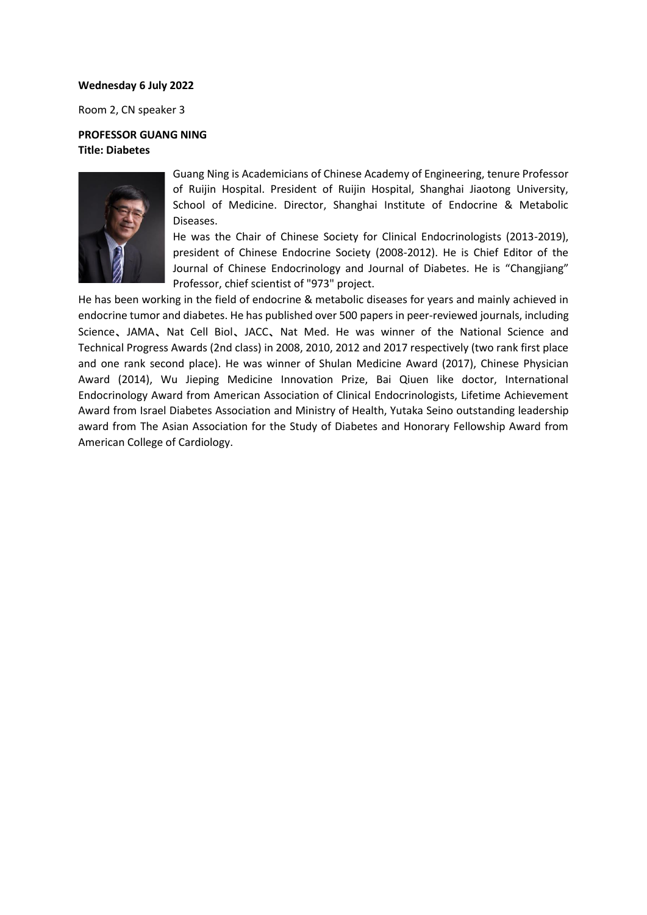**Wednesday 6 July 2022**

Room 2, CN speaker 3

**PROFESSOR GUANG NING**
**Title: Diabetes**

Guang Ning is Academicians of Chinese Academy of Engineering, tenure Professor of Ruijin Hospital. President of Ruijin Hospital, Shanghai Jiaotong University, School of Medicine. Director, Shanghai Institute of Endocrine & Metabolic Diseases.

He was the Chair of Chinese Society for Clinical Endocrinologists (2013-2019), president of Chinese Endocrine Society (2008-2012). He is Chief Editor of the Journal of Chinese Endocrinology and Journal of Diabetes. He is "Changjiang" Professor, chief scientist of "973" project.

He has been working in the field of endocrine & metabolic diseases for years and mainly achieved in endocrine tumor and diabetes. He has published over 500 papers in peer-reviewed journals, including Science、JAMA、Nat Cell Biol、JACC、Nat Med. He was winner of the National Science and Technical Progress Awards (2nd class) in 2008, 2010, 2012 and 2017 respectively (two rank first place and one rank second place). He was winner of Shulan Medicine Award (2017), Chinese Physician Award (2014), Wu Jieping Medicine Innovation Prize, Bai Qiuen like doctor, International Endocrinology Award from American Association of Clinical Endocrinologists, Lifetime Achievement Award from Israel Diabetes Association and Ministry of Health, Yutaka Seino outstanding leadership award from The Asian Association for the Study of Diabetes and Honorary Fellowship Award from American College of Cardiology.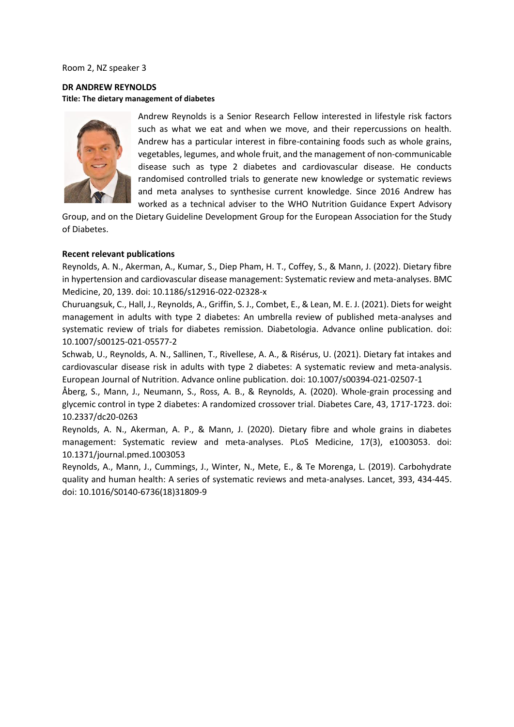Room 2, NZ speaker 3

**DR ANDREW REYNOLDS**

**Title: The dietary management of diabetes**

Andrew Reynolds is a Senior Research Fellow interested in lifestyle risk factors such as what we eat and when we move, and their repercussions on health. Andrew has a particular interest in fibre-containing foods such as whole grains, vegetables, legumes, and whole fruit, and the management of non-communicable disease such as type 2 diabetes and cardiovascular disease. He conducts randomised controlled trials to generate new knowledge or systematic reviews and meta analyses to synthesise current knowledge. Since 2016 Andrew has worked as a technical adviser to the WHO Nutrition Guidance Expert Advisory Group, and on the Dietary Guideline Development Group for the European Association for the Study of Diabetes.

**Recent relevant publications**

Reynolds, A. N., Akerman, A., Kumar, S., Diep Pham, H. T., Coffey, S., & Mann, J. (2022). Dietary fibre in hypertension and cardiovascular disease management: Systematic review and meta-analyses. BMC Medicine, 20, 139. doi: 10.1186/s12916-022-02328-x

Churuangsuk, C., Hall, J., Reynolds, A., Griffin, S. J., Combet, E., & Lean, M. E. J. (2021). Diets for weight management in adults with type 2 diabetes: An umbrella review of published meta-analyses and systematic review of trials for diabetes remission. Diabetologia. Advance online publication. doi: 10.1007/s00125-021-05577-2

Schwab, U., Reynolds, A. N., Sallinen, T., Rivellese, A. A., & Risérus, U. (2021). Dietary fat intakes and cardiovascular disease risk in adults with type 2 diabetes: A systematic review and meta-analysis. European Journal of Nutrition. Advance online publication. doi: 10.1007/s00394-021-02507-1

Åberg, S., Mann, J., Neumann, S., Ross, A. B., & Reynolds, A. (2020). Whole-grain processing and glycemic control in type 2 diabetes: A randomized crossover trial. Diabetes Care, 43, 1717-1723. doi: 10.2337/dc20-0263

Reynolds, A. N., Akerman, A. P., & Mann, J. (2020). Dietary fibre and whole grains in diabetes management: Systematic review and meta-analyses. PLoS Medicine, 17(3), e1003053. doi: 10.1371/journal.pmed.1003053

Reynolds, A., Mann, J., Cummings, J., Winter, N., Mete, E., & Te Morenga, L. (2019). Carbohydrate quality and human health: A series of systematic reviews and meta-analyses. Lancet, 393, 434-445. doi: 10.1016/S0140-6736(18)31809-9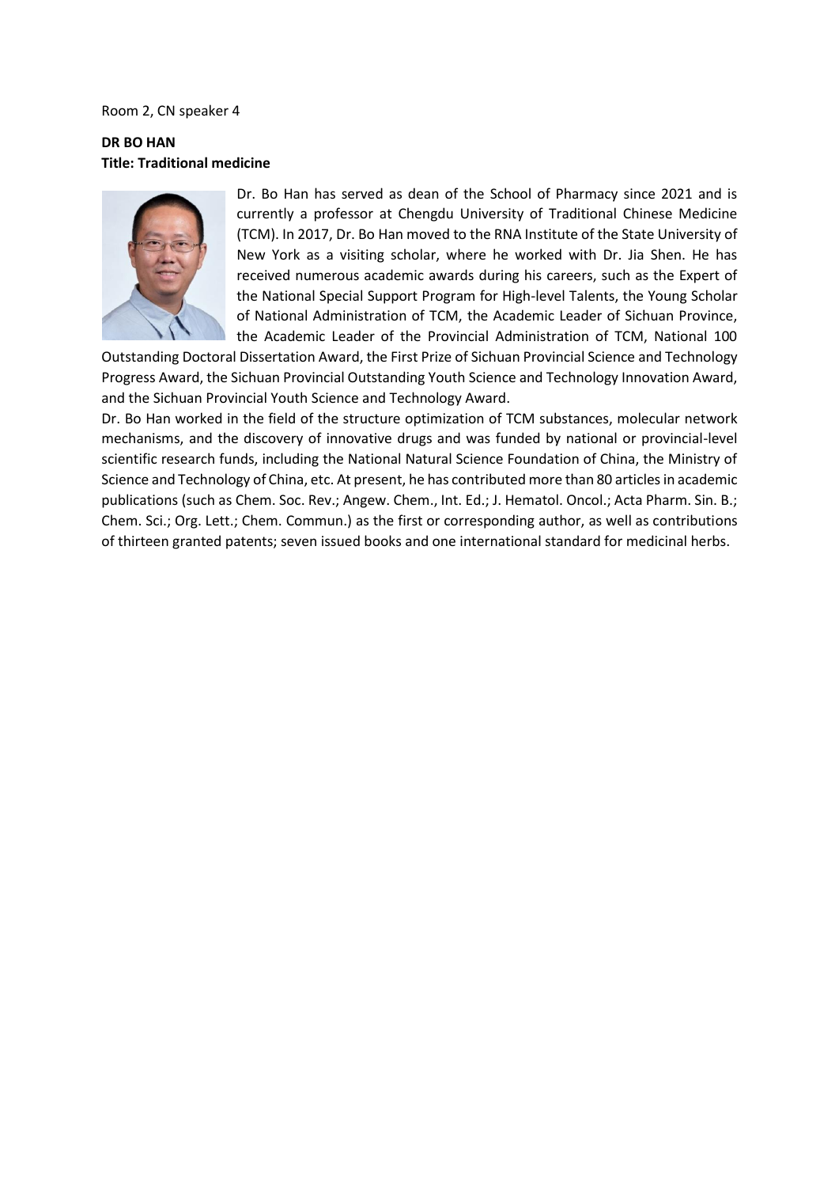Room 2, CN speaker 4

**DR BO HAN**
**Title: Traditional medicine**

Dr. Bo Han has served as dean of the School of Pharmacy since 2021 and is currently a professor at Chengdu University of Traditional Chinese Medicine (TCM). In 2017, Dr. Bo Han moved to the RNA Institute of the State University of New York as a visiting scholar, where he worked with Dr. Jia Shen. He has received numerous academic awards during his careers, such as the Expert of the National Special Support Program for High-level Talents, the Young Scholar of National Administration of TCM, the Academic Leader of Sichuan Province, the Academic Leader of the Provincial Administration of TCM, National 100 Outstanding Doctoral Dissertation Award, the First Prize of Sichuan Provincial Science and Technology Progress Award, the Sichuan Provincial Outstanding Youth Science and Technology Innovation Award, and the Sichuan Provincial Youth Science and Technology Award.

Dr. Bo Han worked in the field of the structure optimization of TCM substances, molecular network mechanisms, and the discovery of innovative drugs and was funded by national or provincial-level scientific research funds, including the National Natural Science Foundation of China, the Ministry of Science and Technology of China, etc. At present, he has contributed more than 80 articles in academic publications (such as Chem. Soc. Rev.; Angew. Chem., Int. Ed.; J. Hematol. Oncol.; Acta Pharm. Sin. B.; Chem. Sci.; Org. Lett.; Chem. Commun.) as the first or corresponding author, as well as contributions of thirteen granted patents; seven issued books and one international standard for medicinal herbs.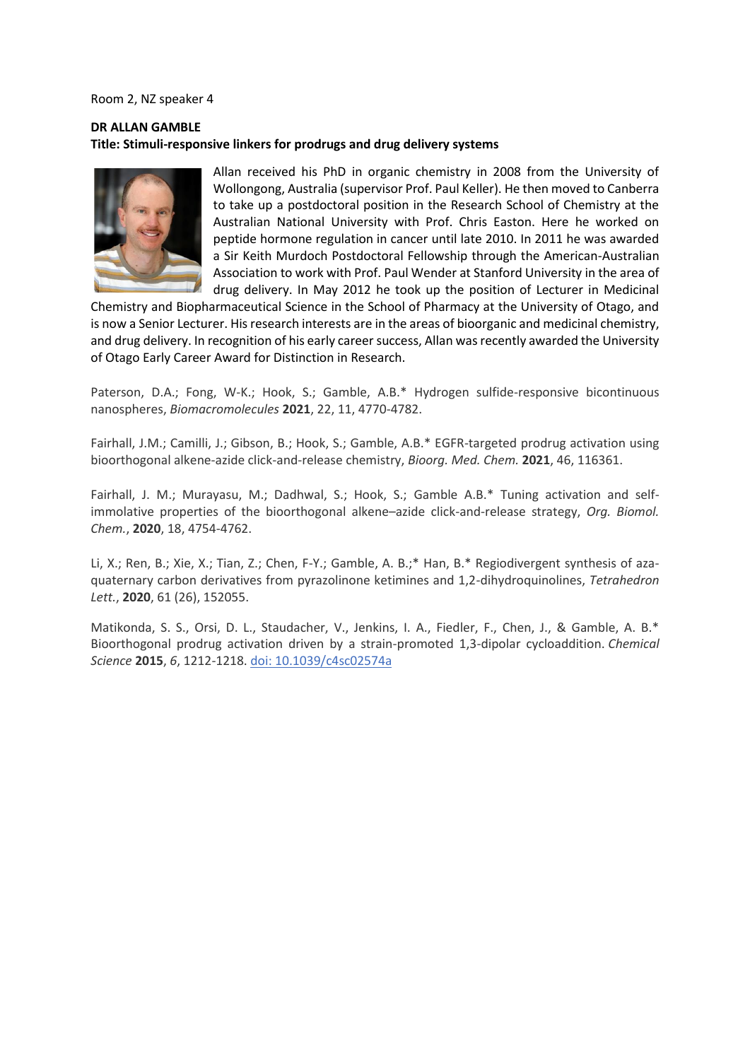Room 2, NZ speaker 4

**DR ALLAN GAMBLE**

**Title: Stimuli-responsive linkers for prodrugs and drug delivery systems**

Allan received his PhD in organic chemistry in 2008 from the University of Wollongong, Australia (supervisor Prof. Paul Keller). He then moved to Canberra to take up a postdoctoral position in the Research School of Chemistry at the Australian National University with Prof. Chris Easton. Here he worked on peptide hormone regulation in cancer until late 2010. In 2011 he was awarded a Sir Keith Murdoch Postdoctoral Fellowship through the American-Australian Association to work with Prof. Paul Wender at Stanford University in the area of drug delivery. In May 2012 he took up the position of Lecturer in Medicinal Chemistry and Biopharmaceutical Science in the School of Pharmacy at the University of Otago, and is now a Senior Lecturer. His research interests are in the areas of bioorganic and medicinal chemistry, and drug delivery. In recognition of his early career success, Allan was recently awarded the University of Otago Early Career Award for Distinction in Research.

Paterson, D.A.; Fong, W-K.; Hook, S.; Gamble, A.B.* Hydrogen sulfide-responsive bicontinuous nanospheres, *Biomacromolecules* **2021**, 22, 11, 4770-4782.

Fairhall, J.M.; Camilli, J.; Gibson, B.; Hook, S.; Gamble, A.B.* EGFR-targeted prodrug activation using bioorthogonal alkene-azide click-and-release chemistry, *Bioorg. Med. Chem.* **2021**, 46, 116361.

Fairhall, J. M.; Murayasu, M.; Dadhwal, S.; Hook, S.; Gamble A.B.* Tuning activation and self-immolative properties of the bioorthogonal alkene–azide click-and-release strategy, *Org. Biomol. Chem.*, **2020**, 18, 4754-4762.

Li, X.; Ren, B.; Xie, X.; Tian, Z.; Chen, F-Y.; Gamble, A. B.;* Han, B.* Regiodivergent synthesis of aza-quaternary carbon derivatives from pyrazolinone ketimines and 1,2-dihydroquinolines, *Tetrahedron Lett.*, **2020**, 61 (26), 152055.

Matikonda, S. S., Orsi, D. L., Staudacher, V., Jenkins, I. A., Fiedler, F., Chen, J., & Gamble, A. B.* Bioorthogonal prodrug activation driven by a strain-promoted 1,3-dipolar cycloaddition. *Chemical Science* **2015**, *6*, 1212-1218. doi: 10.1039/c4sc02574a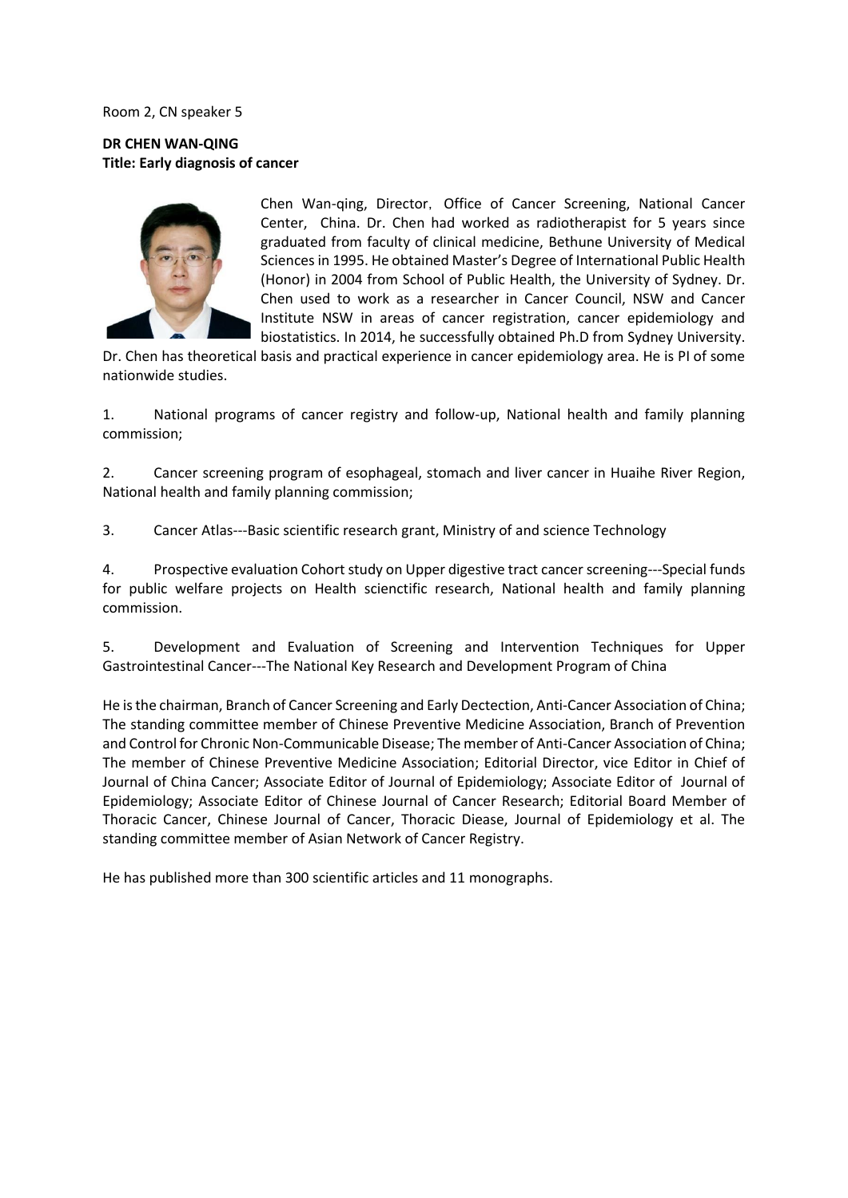Room 2, CN speaker 5

**DR CHEN WAN-QING**
**Title: Early diagnosis of cancer**

Chen Wan-qing, Director, Office of Cancer Screening, National Cancer Center, China. Dr. Chen had worked as radiotherapist for 5 years since graduated from faculty of clinical medicine, Bethune University of Medical Sciences in 1995. He obtained Master's Degree of International Public Health (Honor) in 2004 from School of Public Health, the University of Sydney. Dr. Chen used to work as a researcher in Cancer Council, NSW and Cancer Institute NSW in areas of cancer registration, cancer epidemiology and biostatistics. In 2014, he successfully obtained Ph.D from Sydney University. Dr. Chen has theoretical basis and practical experience in cancer epidemiology area. He is PI of some nationwide studies.

1. National programs of cancer registry and follow-up, National health and family planning commission;

2. Cancer screening program of esophageal, stomach and liver cancer in Huaihe River Region, National health and family planning commission;

3. Cancer Atlas---Basic scientific research grant, Ministry of and science Technology

4. Prospective evaluation Cohort study on Upper digestive tract cancer screening---Special funds for public welfare projects on Health scienctific research, National health and family planning commission.

5. Development and Evaluation of Screening and Intervention Techniques for Upper Gastrointestinal Cancer---The National Key Research and Development Program of China

He is the chairman, Branch of Cancer Screening and Early Dectection, Anti-Cancer Association of China; The standing committee member of Chinese Preventive Medicine Association, Branch of Prevention and Control for Chronic Non-Communicable Disease; The member of Anti-Cancer Association of China; The member of Chinese Preventive Medicine Association; Editorial Director, vice Editor in Chief of Journal of China Cancer; Associate Editor of Journal of Epidemiology; Associate Editor of Journal of Epidemiology; Associate Editor of Chinese Journal of Cancer Research; Editorial Board Member of Thoracic Cancer, Chinese Journal of Cancer, Thoracic Diease, Journal of Epidemiology et al. The standing committee member of Asian Network of Cancer Registry.

He has published more than 300 scientific articles and 11 monographs.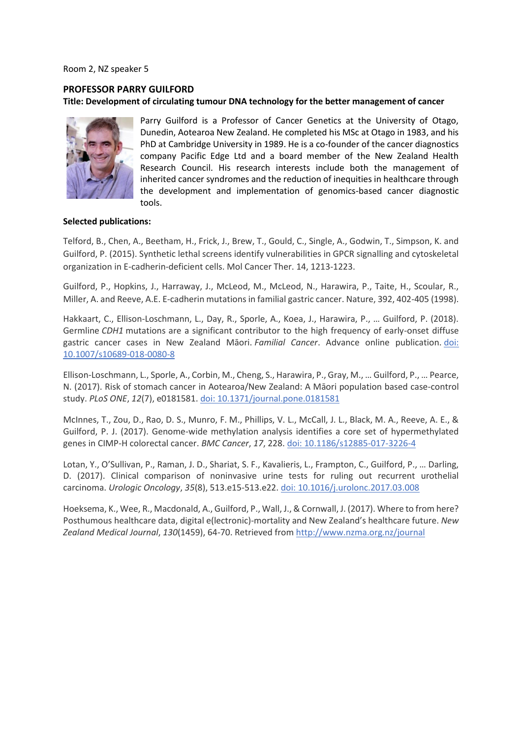Room 2, NZ speaker 5

## PROFESSOR PARRY GUILFORD

**Title: Development of circulating tumour DNA technology for the better management of cancer**

Parry Guilford is a Professor of Cancer Genetics at the University of Otago, Dunedin, Aotearoa New Zealand. He completed his MSc at Otago in 1983, and his PhD at Cambridge University in 1989. He is a co-founder of the cancer diagnostics company Pacific Edge Ltd and a board member of the New Zealand Health Research Council. His research interests include both the management of inherited cancer syndromes and the reduction of inequities in healthcare through the development and implementation of genomics-based cancer diagnostic tools.

**Selected publications:**

Telford, B., Chen, A., Beetham, H., Frick, J., Brew, T., Gould, C., Single, A., Godwin, T., Simpson, K. and Guilford, P. (2015). Synthetic lethal screens identify vulnerabilities in GPCR signalling and cytoskeletal organization in E-cadherin-deficient cells. Mol Cancer Ther. 14, 1213-1223.

Guilford, P., Hopkins, J., Harraway, J., McLeod, M., McLeod, N., Harawira, P., Taite, H., Scoular, R., Miller, A. and Reeve, A.E. E-cadherin mutations in familial gastric cancer. Nature, 392, 402-405 (1998).

Hakkaart, C., Ellison-Loschmann, L., Day, R., Sporle, A., Koea, J., Harawira, P., … Guilford, P. (2018). Germline *CDH1* mutations are a significant contributor to the high frequency of early-onset diffuse gastric cancer cases in New Zealand Māori. *Familial Cancer*. Advance online publication. doi: 10.1007/s10689-018-0080-8

Ellison-Loschmann, L., Sporle, A., Corbin, M., Cheng, S., Harawira, P., Gray, M., … Guilford, P., … Pearce, N. (2017). Risk of stomach cancer in Aotearoa/New Zealand: A Māori population based case-control study. *PLoS ONE*, *12*(7), e0181581. doi: 10.1371/journal.pone.0181581

McInnes, T., Zou, D., Rao, D. S., Munro, F. M., Phillips, V. L., McCall, J. L., Black, M. A., Reeve, A. E., & Guilford, P. J. (2017). Genome-wide methylation analysis identifies a core set of hypermethylated genes in CIMP-H colorectal cancer. *BMC Cancer*, *17*, 228. doi: 10.1186/s12885-017-3226-4

Lotan, Y., O'Sullivan, P., Raman, J. D., Shariat, S. F., Kavalieris, L., Frampton, C., Guilford, P., … Darling, D. (2017). Clinical comparison of noninvasive urine tests for ruling out recurrent urothelial carcinoma. *Urologic Oncology*, *35*(8), 513.e15-513.e22. doi: 10.1016/j.urolonc.2017.03.008

Hoeksema, K., Wee, R., Macdonald, A., Guilford, P., Wall, J., & Cornwall, J. (2017). Where to from here? Posthumous healthcare data, digital e(lectronic)-mortality and New Zealand's healthcare future. *New Zealand Medical Journal*, *130*(1459), 64-70. Retrieved from http://www.nzma.org.nz/journal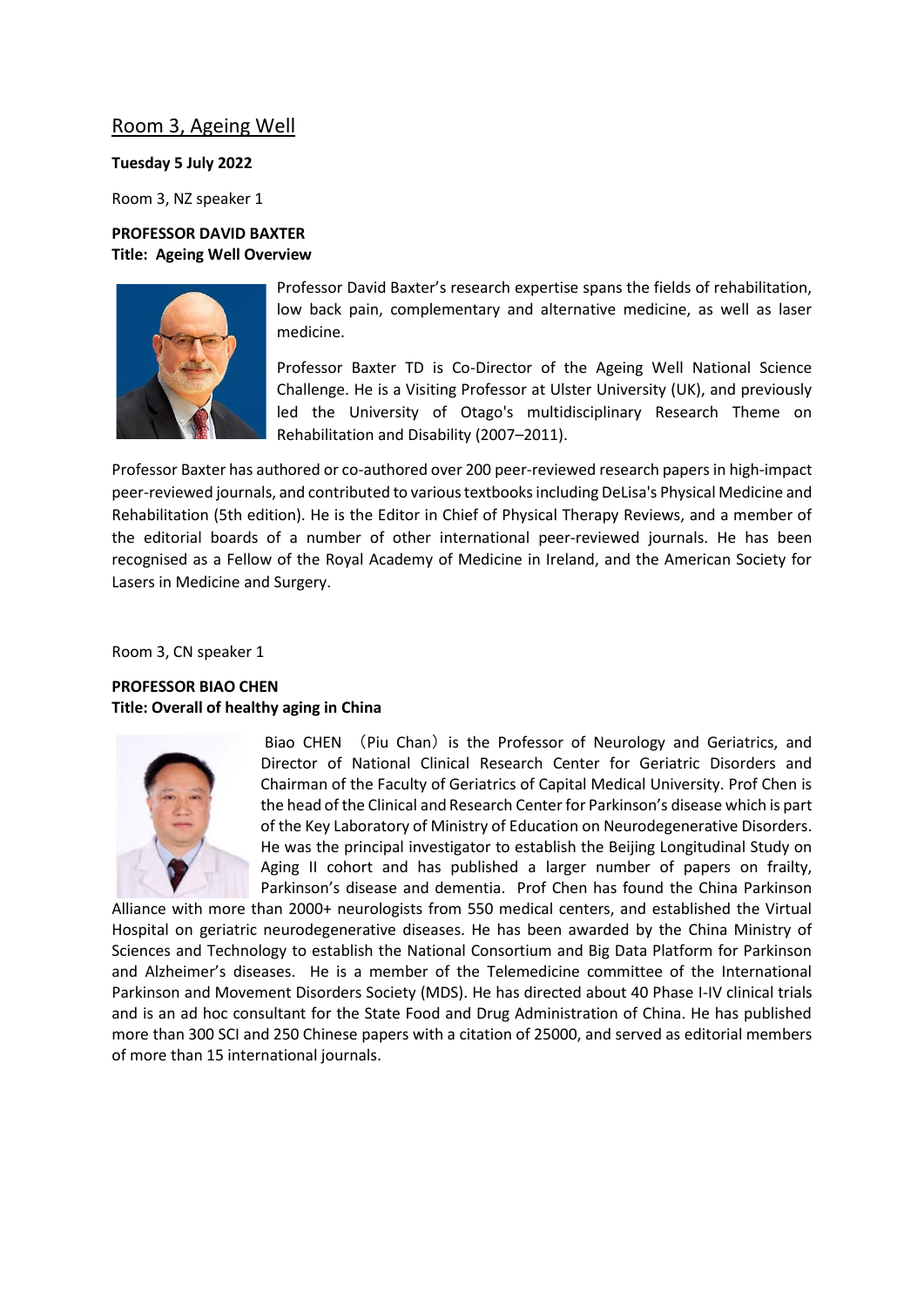## Room 3, Ageing Well

**Tuesday 5 July 2022**

Room 3, NZ speaker 1

**PROFESSOR DAVID BAXTER**
**Title: Ageing Well Overview**

Professor David Baxter's research expertise spans the fields of rehabilitation, low back pain, complementary and alternative medicine, as well as laser medicine.

Professor Baxter TD is Co-Director of the Ageing Well National Science Challenge. He is a Visiting Professor at Ulster University (UK), and previously led the University of Otago's multidisciplinary Research Theme on Rehabilitation and Disability (2007–2011).

Professor Baxter has authored or co-authored over 200 peer-reviewed research papers in high-impact peer-reviewed journals, and contributed to various textbooks including DeLisa's Physical Medicine and Rehabilitation (5th edition). He is the Editor in Chief of Physical Therapy Reviews, and a member of the editorial boards of a number of other international peer-reviewed journals. He has been recognised as a Fellow of the Royal Academy of Medicine in Ireland, and the American Society for Lasers in Medicine and Surgery.

Room 3, CN speaker 1

**PROFESSOR BIAO CHEN**
**Title: Overall of healthy aging in China**

Biao CHEN （Piu Chan）is the Professor of Neurology and Geriatrics, and Director of National Clinical Research Center for Geriatric Disorders and Chairman of the Faculty of Geriatrics of Capital Medical University. Prof Chen is the head of the Clinical and Research Center for Parkinson's disease which is part of the Key Laboratory of Ministry of Education on Neurodegenerative Disorders. He was the principal investigator to establish the Beijing Longitudinal Study on Aging II cohort and has published a larger number of papers on frailty, Parkinson's disease and dementia. Prof Chen has found the China Parkinson Alliance with more than 2000+ neurologists from 550 medical centers, and established the Virtual Hospital on geriatric neurodegenerative diseases. He has been awarded by the China Ministry of Sciences and Technology to establish the National Consortium and Big Data Platform for Parkinson and Alzheimer's diseases. He is a member of the Telemedicine committee of the International Parkinson and Movement Disorders Society (MDS). He has directed about 40 Phase I-IV clinical trials and is an ad hoc consultant for the State Food and Drug Administration of China. He has published more than 300 SCI and 250 Chinese papers with a citation of 25000, and served as editorial members of more than 15 international journals.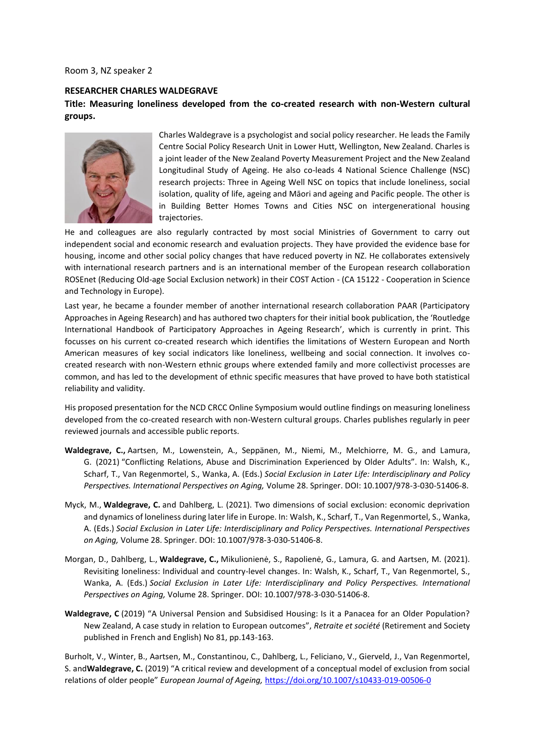Room 3, NZ speaker 2

**RESEARCHER CHARLES WALDEGRAVE**

**Title: Measuring loneliness developed from the co-created research with non-Western cultural groups.**

Charles Waldegrave is a psychologist and social policy researcher. He leads the Family Centre Social Policy Research Unit in Lower Hutt, Wellington, New Zealand. Charles is a joint leader of the New Zealand Poverty Measurement Project and the New Zealand Longitudinal Study of Ageing. He also co-leads 4 National Science Challenge (NSC) research projects: Three in Ageing Well NSC on topics that include loneliness, social isolation, quality of life, ageing and Māori and ageing and Pacific people. The other is in Building Better Homes Towns and Cities NSC on intergenerational housing trajectories.

He and colleagues are also regularly contracted by most social Ministries of Government to carry out independent social and economic research and evaluation projects. They have provided the evidence base for housing, income and other social policy changes that have reduced poverty in NZ. He collaborates extensively with international research partners and is an international member of the European research collaboration ROSEnet (Reducing Old-age Social Exclusion network) in their COST Action - (CA 15122 - Cooperation in Science and Technology in Europe).

Last year, he became a founder member of another international research collaboration PAAR (Participatory Approaches in Ageing Research) and has authored two chapters for their initial book publication, the 'Routledge International Handbook of Participatory Approaches in Ageing Research', which is currently in print. This focusses on his current co-created research which identifies the limitations of Western European and North American measures of key social indicators like loneliness, wellbeing and social connection. It involves co-created research with non-Western ethnic groups where extended family and more collectivist processes are common, and has led to the development of ethnic specific measures that have proved to have both statistical reliability and validity.

His proposed presentation for the NCD CRCC Online Symposium would outline findings on measuring loneliness developed from the co-created research with non-Western cultural groups. Charles publishes regularly in peer reviewed journals and accessible public reports.

**Waldegrave, C.,** Aartsen, M., Lowenstein, A., Seppänen, M., Niemi, M., Melchiorre, M. G., and Lamura, G. (2021) "Conflicting Relations, Abuse and Discrimination Experienced by Older Adults". In: Walsh, K., Scharf, T., Van Regenmortel, S., Wanka, A. (Eds.) *Social Exclusion in Later Life: Interdisciplinary and Policy Perspectives. International Perspectives on Aging,* Volume 28. Springer. DOI: 10.1007/978-3-030-51406-8.

Myck, M., **Waldegrave, C.** and Dahlberg, L. (2021). Two dimensions of social exclusion: economic deprivation and dynamics of loneliness during later life in Europe. In: Walsh, K., Scharf, T., Van Regenmortel, S., Wanka, A. (Eds.) *Social Exclusion in Later Life: Interdisciplinary and Policy Perspectives. International Perspectives on Aging,* Volume 28. Springer. DOI: 10.1007/978-3-030-51406-8.

Morgan, D., Dahlberg, L., **Waldegrave, C.,** Mikulionienė, S., Rapolienė, G., Lamura, G. and Aartsen, M. (2021). Revisiting loneliness: Individual and country-level changes. In: Walsh, K., Scharf, T., Van Regenmortel, S., Wanka, A. (Eds.) *Social Exclusion in Later Life: Interdisciplinary and Policy Perspectives. International Perspectives on Aging,* Volume 28. Springer. DOI: 10.1007/978-3-030-51406-8.

**Waldegrave, C** (2019) "A Universal Pension and Subsidised Housing: Is it a Panacea for an Older Population? New Zealand, A case study in relation to European outcomes", *Retraite et société* (Retirement and Society published in French and English) No 81, pp.143-163.

Burholt, V., Winter, B., Aartsen, M., Constantinou, C., Dahlberg, L., Feliciano, V., Gierveld, J., Van Regenmortel, S. and**Waldegrave, C.** (2019) "A critical review and development of a conceptual model of exclusion from social relations of older people" *European Journal of Ageing,* https://doi.org/10.1007/s10433-019-00506-0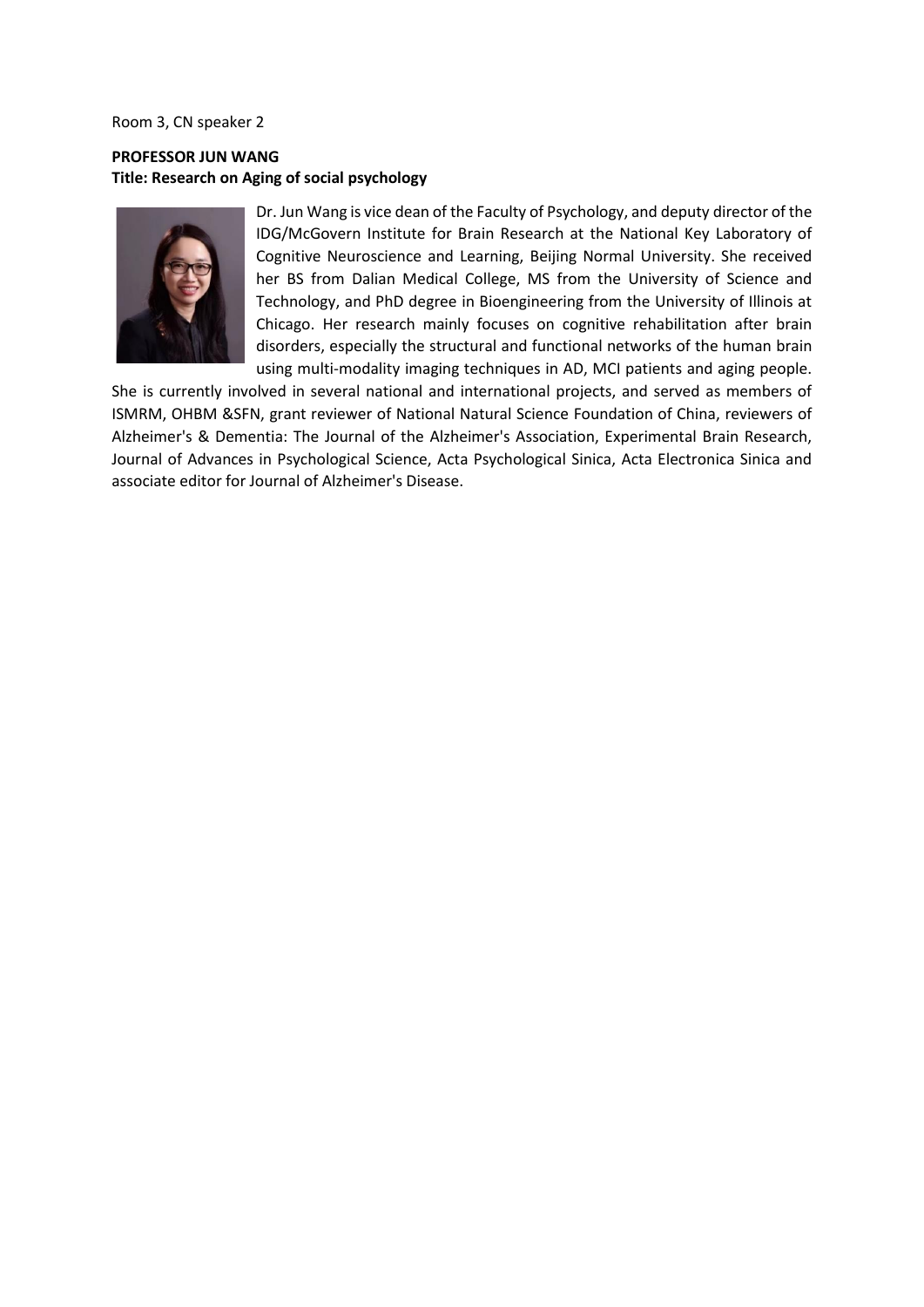Room 3, CN speaker 2

**PROFESSOR JUN WANG**
**Title: Research on Aging of social psychology**

Dr. Jun Wang is vice dean of the Faculty of Psychology, and deputy director of the IDG/McGovern Institute for Brain Research at the National Key Laboratory of Cognitive Neuroscience and Learning, Beijing Normal University. She received her BS from Dalian Medical College, MS from the University of Science and Technology, and PhD degree in Bioengineering from the University of Illinois at Chicago. Her research mainly focuses on cognitive rehabilitation after brain disorders, especially the structural and functional networks of the human brain using multi-modality imaging techniques in AD, MCI patients and aging people. She is currently involved in several national and international projects, and served as members of ISMRM, OHBM &SFN, grant reviewer of National Natural Science Foundation of China, reviewers of Alzheimer's & Dementia: The Journal of the Alzheimer's Association, Experimental Brain Research, Journal of Advances in Psychological Science, Acta Psychological Sinica, Acta Electronica Sinica and associate editor for Journal of Alzheimer's Disease.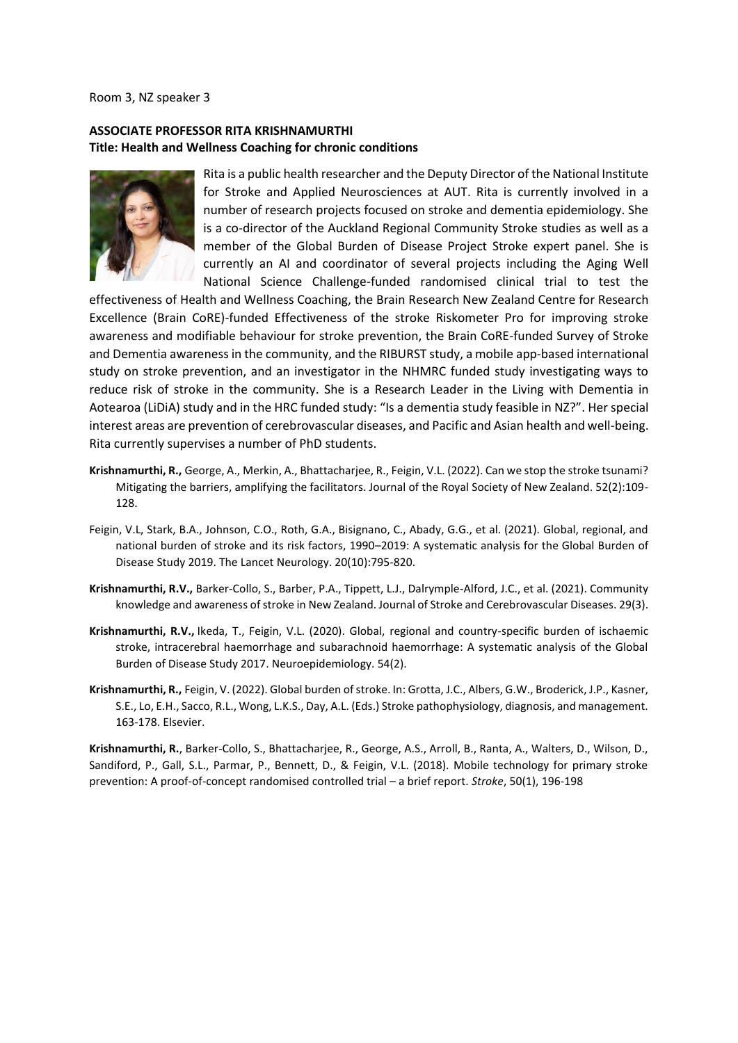Room 3, NZ speaker 3

**ASSOCIATE PROFESSOR RITA KRISHNAMURTHI**
**Title: Health and Wellness Coaching for chronic conditions**

Rita is a public health researcher and the Deputy Director of the National Institute for Stroke and Applied Neurosciences at AUT. Rita is currently involved in a number of research projects focused on stroke and dementia epidemiology. She is a co-director of the Auckland Regional Community Stroke studies as well as a member of the Global Burden of Disease Project Stroke expert panel. She is currently an AI and coordinator of several projects including the Aging Well National Science Challenge-funded randomised clinical trial to test the effectiveness of Health and Wellness Coaching, the Brain Research New Zealand Centre for Research Excellence (Brain CoRE)-funded Effectiveness of the stroke Riskometer Pro for improving stroke awareness and modifiable behaviour for stroke prevention, the Brain CoRE-funded Survey of Stroke and Dementia awareness in the community, and the RIBURST study, a mobile app-based international study on stroke prevention, and an investigator in the NHMRC funded study investigating ways to reduce risk of stroke in the community. She is a Research Leader in the Living with Dementia in Aotearoa (LiDiA) study and in the HRC funded study: "Is a dementia study feasible in NZ?". Her special interest areas are prevention of cerebrovascular diseases, and Pacific and Asian health and well-being. Rita currently supervises a number of PhD students.

**Krishnamurthi, R.,** George, A., Merkin, A., Bhattacharjee, R., Feigin, V.L. (2022). Can we stop the stroke tsunami? Mitigating the barriers, amplifying the facilitators. Journal of the Royal Society of New Zealand. 52(2):109-128.

Feigin, V.L, Stark, B.A., Johnson, C.O., Roth, G.A., Bisignano, C., Abady, G.G., et al. (2021). Global, regional, and national burden of stroke and its risk factors, 1990–2019: A systematic analysis for the Global Burden of Disease Study 2019. The Lancet Neurology. 20(10):795-820.

**Krishnamurthi, R.V.,** Barker-Collo, S., Barber, P.A., Tippett, L.J., Dalrymple-Alford, J.C., et al. (2021). Community knowledge and awareness of stroke in New Zealand. Journal of Stroke and Cerebrovascular Diseases. 29(3).

**Krishnamurthi, R.V.,** Ikeda, T., Feigin, V.L. (2020). Global, regional and country-specific burden of ischaemic stroke, intracerebral haemorrhage and subarachnoid haemorrhage: A systematic analysis of the Global Burden of Disease Study 2017. Neuroepidemiology. 54(2).

**Krishnamurthi, R.,** Feigin, V. (2022). Global burden of stroke. In: Grotta, J.C., Albers, G.W., Broderick, J.P., Kasner, S.E., Lo, E.H., Sacco, R.L., Wong, L.K.S., Day, A.L. (Eds.) Stroke pathophysiology, diagnosis, and management. 163-178. Elsevier.

**Krishnamurthi, R.**, Barker-Collo, S., Bhattacharjee, R., George, A.S., Arroll, B., Ranta, A., Walters, D., Wilson, D., Sandiford, P., Gall, S.L., Parmar, P., Bennett, D., & Feigin, V.L. (2018). Mobile technology for primary stroke prevention: A proof-of-concept randomised controlled trial – a brief report. *Stroke*, 50(1), 196-198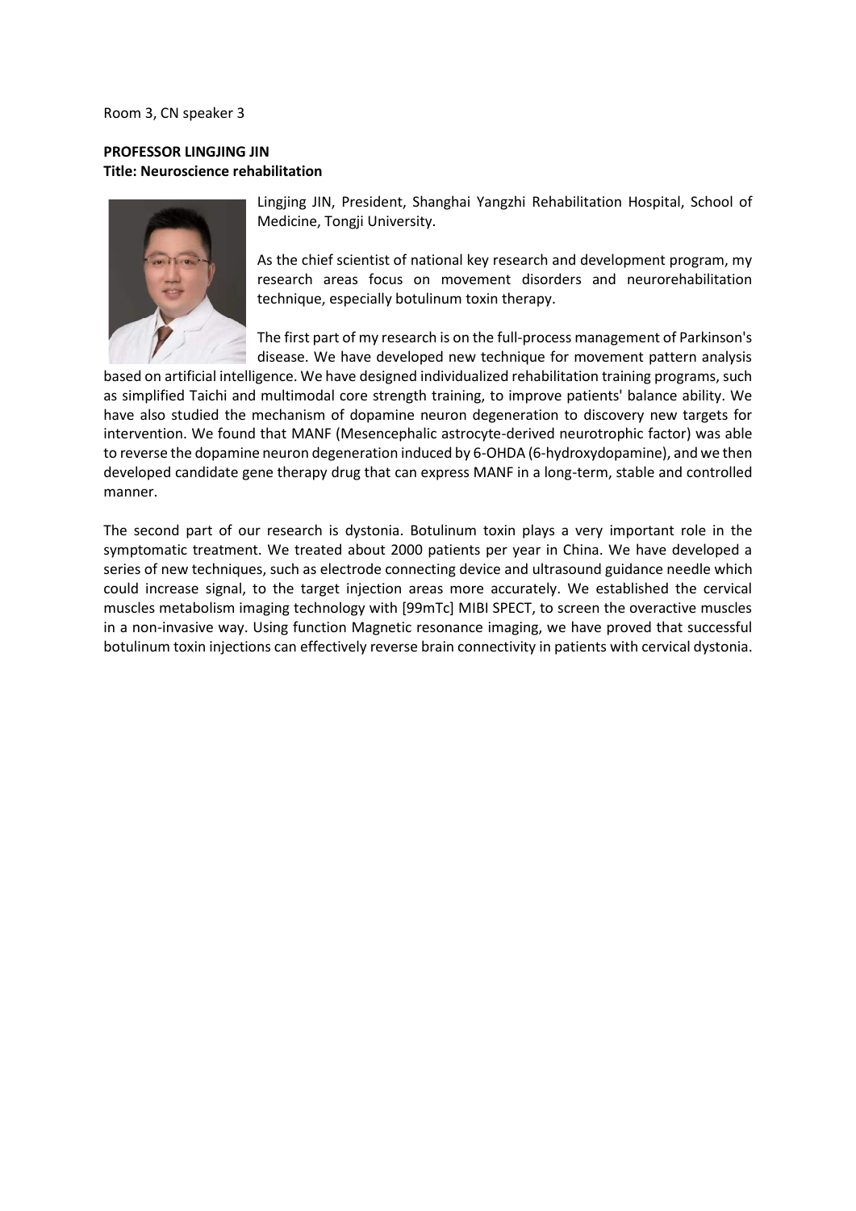Room 3, CN speaker 3

**PROFESSOR LINGJING JIN**
**Title: Neuroscience rehabilitation**

Lingjing JIN, President, Shanghai Yangzhi Rehabilitation Hospital, School of Medicine, Tongji University.

As the chief scientist of national key research and development program, my research areas focus on movement disorders and neurorehabilitation technique, especially botulinum toxin therapy.

The first part of my research is on the full-process management of Parkinson's disease. We have developed new technique for movement pattern analysis based on artificial intelligence. We have designed individualized rehabilitation training programs, such as simplified Taichi and multimodal core strength training, to improve patients' balance ability. We have also studied the mechanism of dopamine neuron degeneration to discovery new targets for intervention. We found that MANF (Mesencephalic astrocyte-derived neurotrophic factor) was able to reverse the dopamine neuron degeneration induced by 6-OHDA (6-hydroxydopamine), and we then developed candidate gene therapy drug that can express MANF in a long-term, stable and controlled manner.

The second part of our research is dystonia. Botulinum toxin plays a very important role in the symptomatic treatment. We treated about 2000 patients per year in China. We have developed a series of new techniques, such as electrode connecting device and ultrasound guidance needle which could increase signal, to the target injection areas more accurately. We established the cervical muscles metabolism imaging technology with [99mTc] MIBI SPECT, to screen the overactive muscles in a non-invasive way. Using function Magnetic resonance imaging, we have proved that successful botulinum toxin injections can effectively reverse brain connectivity in patients with cervical dystonia.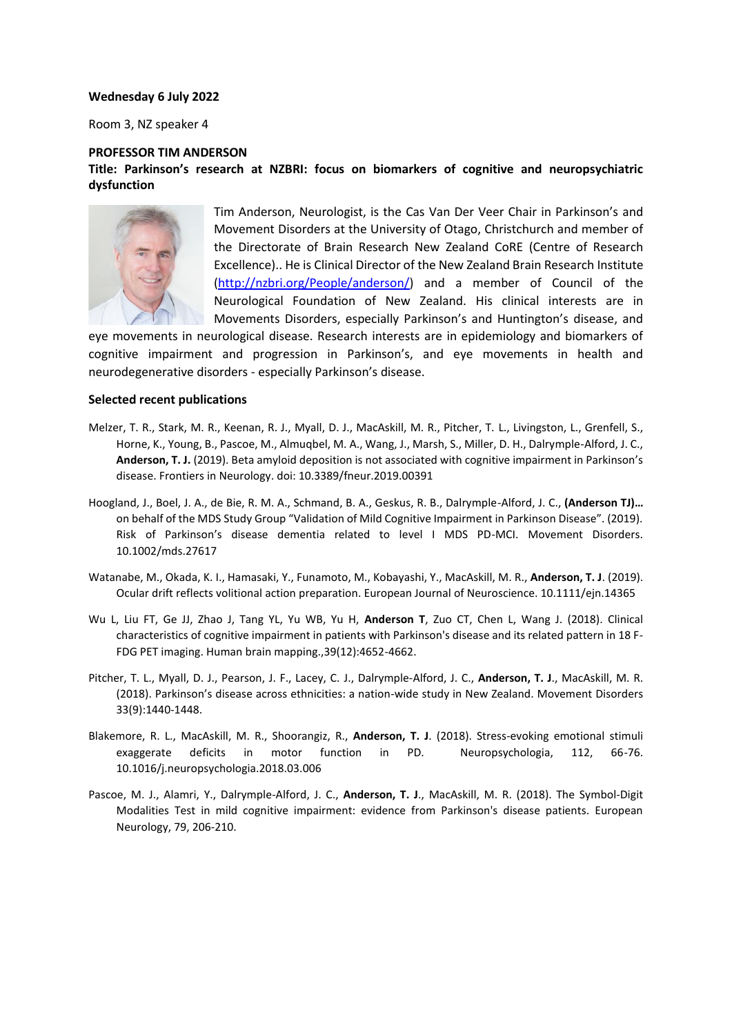**Wednesday 6 July 2022**

Room 3, NZ speaker 4

**PROFESSOR TIM ANDERSON**

**Title: Parkinson's research at NZBRI: focus on biomarkers of cognitive and neuropsychiatric dysfunction**

Tim Anderson, Neurologist, is the Cas Van Der Veer Chair in Parkinson's and Movement Disorders at the University of Otago, Christchurch and member of the Directorate of Brain Research New Zealand CoRE (Centre of Research Excellence).. He is Clinical Director of the New Zealand Brain Research Institute (http://nzbri.org/People/anderson/) and a member of Council of the Neurological Foundation of New Zealand. His clinical interests are in Movements Disorders, especially Parkinson's and Huntington's disease, and eye movements in neurological disease. Research interests are in epidemiology and biomarkers of cognitive impairment and progression in Parkinson's, and eye movements in health and neurodegenerative disorders - especially Parkinson's disease.

**Selected recent publications**

Melzer, T. R., Stark, M. R., Keenan, R. J., Myall, D. J., MacAskill, M. R., Pitcher, T. L., Livingston, L., Grenfell, S., Horne, K., Young, B., Pascoe, M., Almuqbel, M. A., Wang, J., Marsh, S., Miller, D. H., Dalrymple-Alford, J. C., **Anderson, T. J.** (2019). Beta amyloid deposition is not associated with cognitive impairment in Parkinson's disease. Frontiers in Neurology. doi: 10.3389/fneur.2019.00391

Hoogland, J., Boel, J. A., de Bie, R. M. A., Schmand, B. A., Geskus, R. B., Dalrymple-Alford, J. C., **(Anderson TJ)…** on behalf of the MDS Study Group "Validation of Mild Cognitive Impairment in Parkinson Disease". (2019). Risk of Parkinson's disease dementia related to level I MDS PD-MCI. Movement Disorders. 10.1002/mds.27617

Watanabe, M., Okada, K. I., Hamasaki, Y., Funamoto, M., Kobayashi, Y., MacAskill, M. R., **Anderson, T. J**. (2019). Ocular drift reflects volitional action preparation. European Journal of Neuroscience. 10.1111/ejn.14365

Wu L, Liu FT, Ge JJ, Zhao J, Tang YL, Yu WB, Yu H, **Anderson T**, Zuo CT, Chen L, Wang J. (2018). Clinical characteristics of cognitive impairment in patients with Parkinson's disease and its related pattern in 18 F-FDG PET imaging. Human brain mapping.,39(12):4652-4662.

Pitcher, T. L., Myall, D. J., Pearson, J. F., Lacey, C. J., Dalrymple-Alford, J. C., **Anderson, T. J**., MacAskill, M. R. (2018). Parkinson's disease across ethnicities: a nation-wide study in New Zealand. Movement Disorders 33(9):1440-1448.

Blakemore, R. L., MacAskill, M. R., Shoorangiz, R., **Anderson, T. J**. (2018). Stress-evoking emotional stimuli exaggerate deficits in motor function in PD. Neuropsychologia, 112, 66-76. 10.1016/j.neuropsychologia.2018.03.006

Pascoe, M. J., Alamri, Y., Dalrymple-Alford, J. C., **Anderson, T. J**., MacAskill, M. R. (2018). The Symbol-Digit Modalities Test in mild cognitive impairment: evidence from Parkinson's disease patients. European Neurology, 79, 206-210.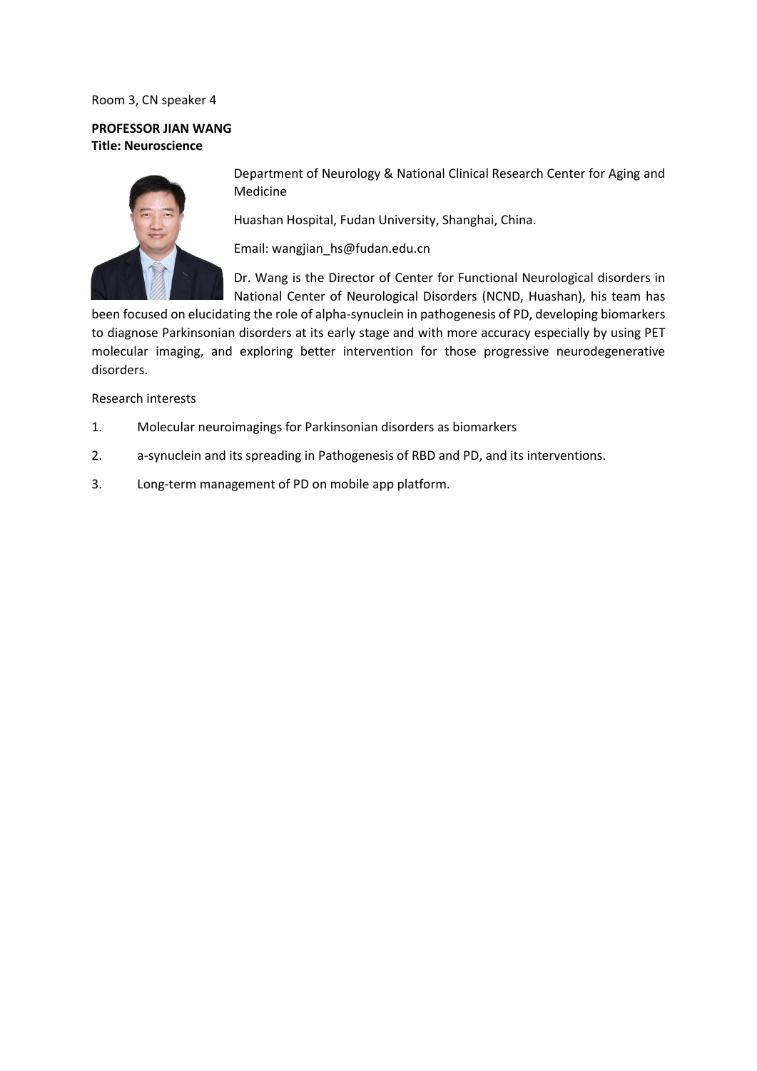Room 3, CN speaker 4

**PROFESSOR JIAN WANG**
**Title: Neuroscience**

Department of Neurology & National Clinical Research Center for Aging and Medicine

Huashan Hospital, Fudan University, Shanghai, China.

Email: wangjian_hs@fudan.edu.cn

Dr. Wang is the Director of Center for Functional Neurological disorders in National Center of Neurological Disorders (NCND, Huashan), his team has been focused on elucidating the role of alpha-synuclein in pathogenesis of PD, developing biomarkers to diagnose Parkinsonian disorders at its early stage and with more accuracy especially by using PET molecular imaging, and exploring better intervention for those progressive neurodegenerative disorders.

Research interests

1. Molecular neuroimagings for Parkinsonian disorders as biomarkers
2. a-synuclein and its spreading in Pathogenesis of RBD and PD, and its interventions.
3. Long-term management of PD on mobile app platform.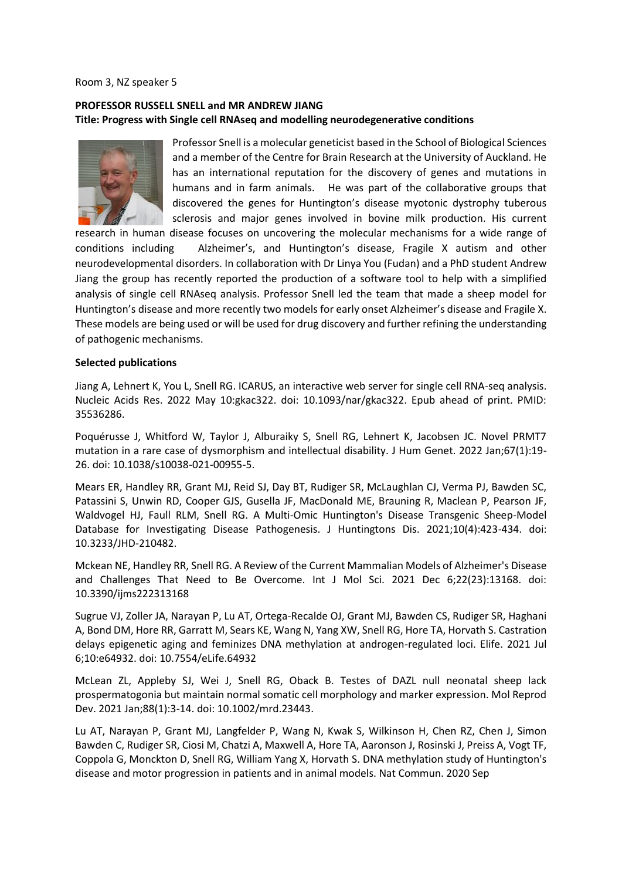Room 3, NZ speaker 5

**PROFESSOR RUSSELL SNELL and MR ANDREW JIANG**
**Title: Progress with Single cell RNAseq and modelling neurodegenerative conditions**

Professor Snell is a molecular geneticist based in the School of Biological Sciences and a member of the Centre for Brain Research at the University of Auckland. He has an international reputation for the discovery of genes and mutations in humans and in farm animals. He was part of the collaborative groups that discovered the genes for Huntington's disease myotonic dystrophy tuberous sclerosis and major genes involved in bovine milk production. His current research in human disease focuses on uncovering the molecular mechanisms for a wide range of conditions including Alzheimer's, and Huntington's disease, Fragile X autism and other neurodevelopmental disorders. In collaboration with Dr Linya You (Fudan) and a PhD student Andrew Jiang the group has recently reported the production of a software tool to help with a simplified analysis of single cell RNAseq analysis. Professor Snell led the team that made a sheep model for Huntington's disease and more recently two models for early onset Alzheimer's disease and Fragile X. These models are being used or will be used for drug discovery and further refining the understanding of pathogenic mechanisms.

**Selected publications**

Jiang A, Lehnert K, You L, Snell RG. ICARUS, an interactive web server for single cell RNA-seq analysis. Nucleic Acids Res. 2022 May 10:gkac322. doi: 10.1093/nar/gkac322. Epub ahead of print. PMID: 35536286.

Poquérusse J, Whitford W, Taylor J, Alburaiky S, Snell RG, Lehnert K, Jacobsen JC. Novel PRMT7 mutation in a rare case of dysmorphism and intellectual disability. J Hum Genet. 2022 Jan;67(1):19-26. doi: 10.1038/s10038-021-00955-5.

Mears ER, Handley RR, Grant MJ, Reid SJ, Day BT, Rudiger SR, McLaughlan CJ, Verma PJ, Bawden SC, Patassini S, Unwin RD, Cooper GJS, Gusella JF, MacDonald ME, Brauning R, Maclean P, Pearson JF, Waldvogel HJ, Faull RLM, Snell RG. A Multi-Omic Huntington's Disease Transgenic Sheep-Model Database for Investigating Disease Pathogenesis. J Huntingtons Dis. 2021;10(4):423-434. doi: 10.3233/JHD-210482.

Mckean NE, Handley RR, Snell RG. A Review of the Current Mammalian Models of Alzheimer's Disease and Challenges That Need to Be Overcome. Int J Mol Sci. 2021 Dec 6;22(23):13168. doi: 10.3390/ijms222313168

Sugrue VJ, Zoller JA, Narayan P, Lu AT, Ortega-Recalde OJ, Grant MJ, Bawden CS, Rudiger SR, Haghani A, Bond DM, Hore RR, Garratt M, Sears KE, Wang N, Yang XW, Snell RG, Hore TA, Horvath S. Castration delays epigenetic aging and feminizes DNA methylation at androgen-regulated loci. Elife. 2021 Jul 6;10:e64932. doi: 10.7554/eLife.64932

McLean ZL, Appleby SJ, Wei J, Snell RG, Oback B. Testes of DAZL null neonatal sheep lack prospermatogonia but maintain normal somatic cell morphology and marker expression. Mol Reprod Dev. 2021 Jan;88(1):3-14. doi: 10.1002/mrd.23443.

Lu AT, Narayan P, Grant MJ, Langfelder P, Wang N, Kwak S, Wilkinson H, Chen RZ, Chen J, Simon Bawden C, Rudiger SR, Ciosi M, Chatzi A, Maxwell A, Hore TA, Aaronson J, Rosinski J, Preiss A, Vogt TF, Coppola G, Monckton D, Snell RG, William Yang X, Horvath S. DNA methylation study of Huntington's disease and motor progression in patients and in animal models. Nat Commun. 2020 Sep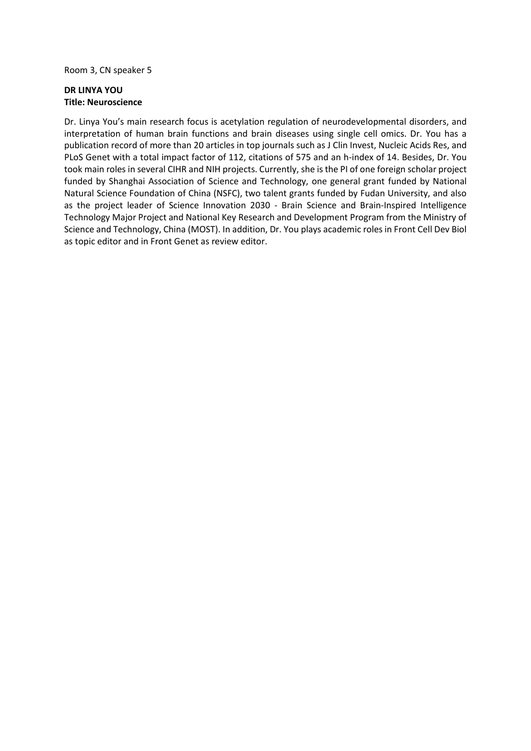Room 3, CN speaker 5

**DR LINYA YOU**
**Title: Neuroscience**

Dr. Linya You's main research focus is acetylation regulation of neurodevelopmental disorders, and interpretation of human brain functions and brain diseases using single cell omics. Dr. You has a publication record of more than 20 articles in top journals such as J Clin Invest, Nucleic Acids Res, and PLoS Genet with a total impact factor of 112, citations of 575 and an h-index of 14. Besides, Dr. You took main roles in several CIHR and NIH projects. Currently, she is the PI of one foreign scholar project funded by Shanghai Association of Science and Technology, one general grant funded by National Natural Science Foundation of China (NSFC), two talent grants funded by Fudan University, and also as the project leader of Science Innovation 2030 - Brain Science and Brain-Inspired Intelligence Technology Major Project and National Key Research and Development Program from the Ministry of Science and Technology, China (MOST). In addition, Dr. You plays academic roles in Front Cell Dev Biol as topic editor and in Front Genet as review editor.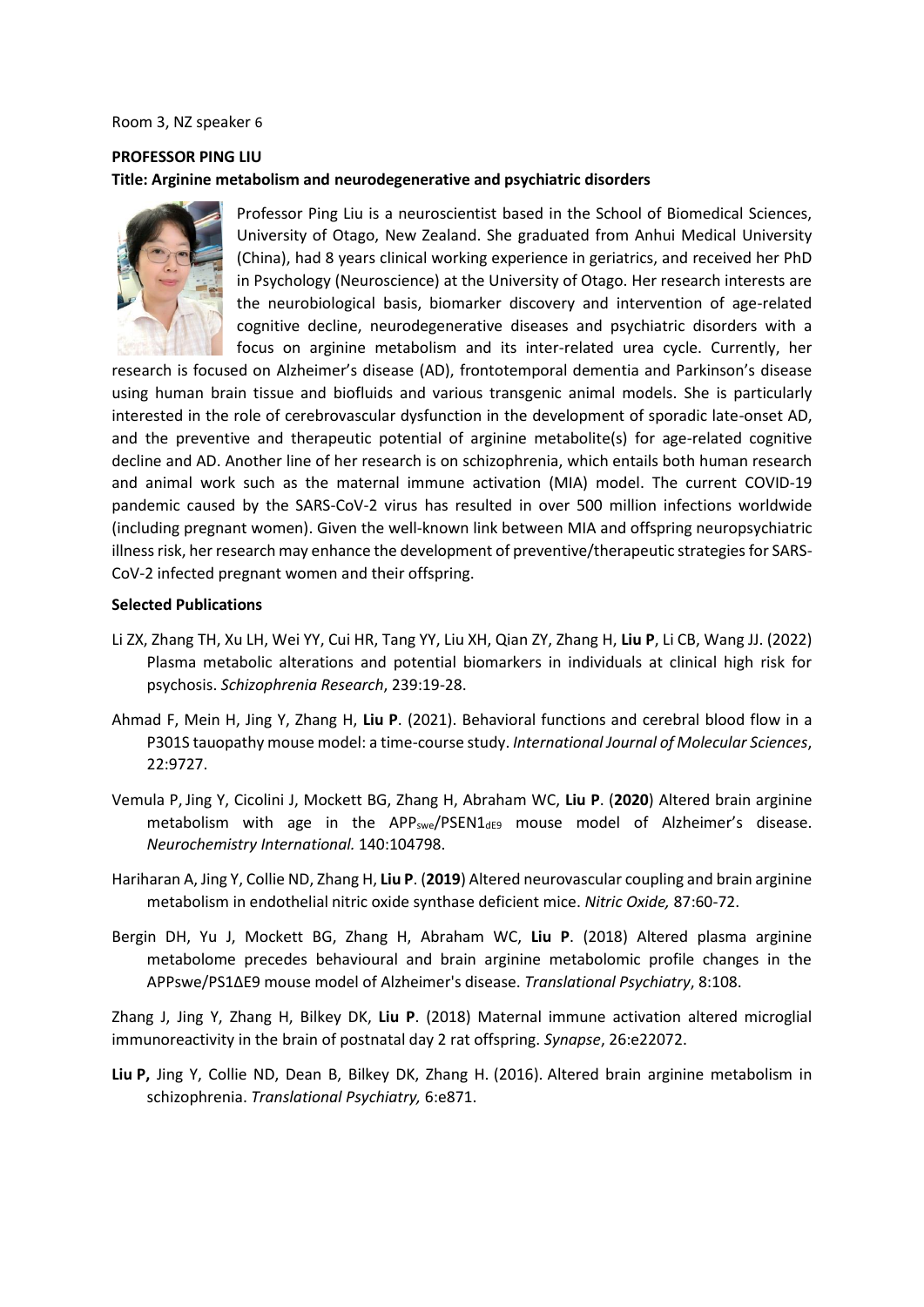Room 3, NZ speaker 6

**PROFESSOR PING LIU**

**Title: Arginine metabolism and neurodegenerative and psychiatric disorders**

Professor Ping Liu is a neuroscientist based in the School of Biomedical Sciences, University of Otago, New Zealand. She graduated from Anhui Medical University (China), had 8 years clinical working experience in geriatrics, and received her PhD in Psychology (Neuroscience) at the University of Otago. Her research interests are the neurobiological basis, biomarker discovery and intervention of age-related cognitive decline, neurodegenerative diseases and psychiatric disorders with a focus on arginine metabolism and its inter-related urea cycle. Currently, her research is focused on Alzheimer's disease (AD), frontotemporal dementia and Parkinson's disease using human brain tissue and biofluids and various transgenic animal models. She is particularly interested in the role of cerebrovascular dysfunction in the development of sporadic late-onset AD, and the preventive and therapeutic potential of arginine metabolite(s) for age-related cognitive decline and AD. Another line of her research is on schizophrenia, which entails both human research and animal work such as the maternal immune activation (MIA) model. The current COVID-19 pandemic caused by the SARS-CoV-2 virus has resulted in over 500 million infections worldwide (including pregnant women). Given the well-known link between MIA and offspring neuropsychiatric illness risk, her research may enhance the development of preventive/therapeutic strategies for SARS-CoV-2 infected pregnant women and their offspring.

**Selected Publications**

Li ZX, Zhang TH, Xu LH, Wei YY, Cui HR, Tang YY, Liu XH, Qian ZY, Zhang H, **Liu P**, Li CB, Wang JJ. (2022) Plasma metabolic alterations and potential biomarkers in individuals at clinical high risk for psychosis. *Schizophrenia Research*, 239:19-28.

Ahmad F, Mein H, Jing Y, Zhang H, **Liu P**. (2021). Behavioral functions and cerebral blood flow in a P301S tauopathy mouse model: a time-course study. *International Journal of Molecular Sciences*, 22:9727.

Vemula P, Jing Y, Cicolini J, Mockett BG, Zhang H, Abraham WC, **Liu P**. (**2020**) Altered brain arginine metabolism with age in the $APP_{swe}/PSEN1_{dE9}$ mouse model of Alzheimer's disease. *Neurochemistry International.* 140:104798.

Hariharan A, Jing Y, Collie ND, Zhang H, **Liu P**. (**2019**) Altered neurovascular coupling and brain arginine metabolism in endothelial nitric oxide synthase deficient mice. *Nitric Oxide,* 87:60-72.

Bergin DH, Yu J, Mockett BG, Zhang H, Abraham WC, **Liu P**. (2018) Altered plasma arginine metabolome precedes behavioural and brain arginine metabolomic profile changes in the APPswe/PS1ΔE9 mouse model of Alzheimer's disease. *Translational Psychiatry*, 8:108.

Zhang J, Jing Y, Zhang H, Bilkey DK, **Liu P**. (2018) Maternal immune activation altered microglial immunoreactivity in the brain of postnatal day 2 rat offspring. *Synapse*, 26:e22072.

**Liu P,** Jing Y, Collie ND, Dean B, Bilkey DK, Zhang H. (2016). Altered brain arginine metabolism in schizophrenia. *Translational Psychiatry,* 6:e871.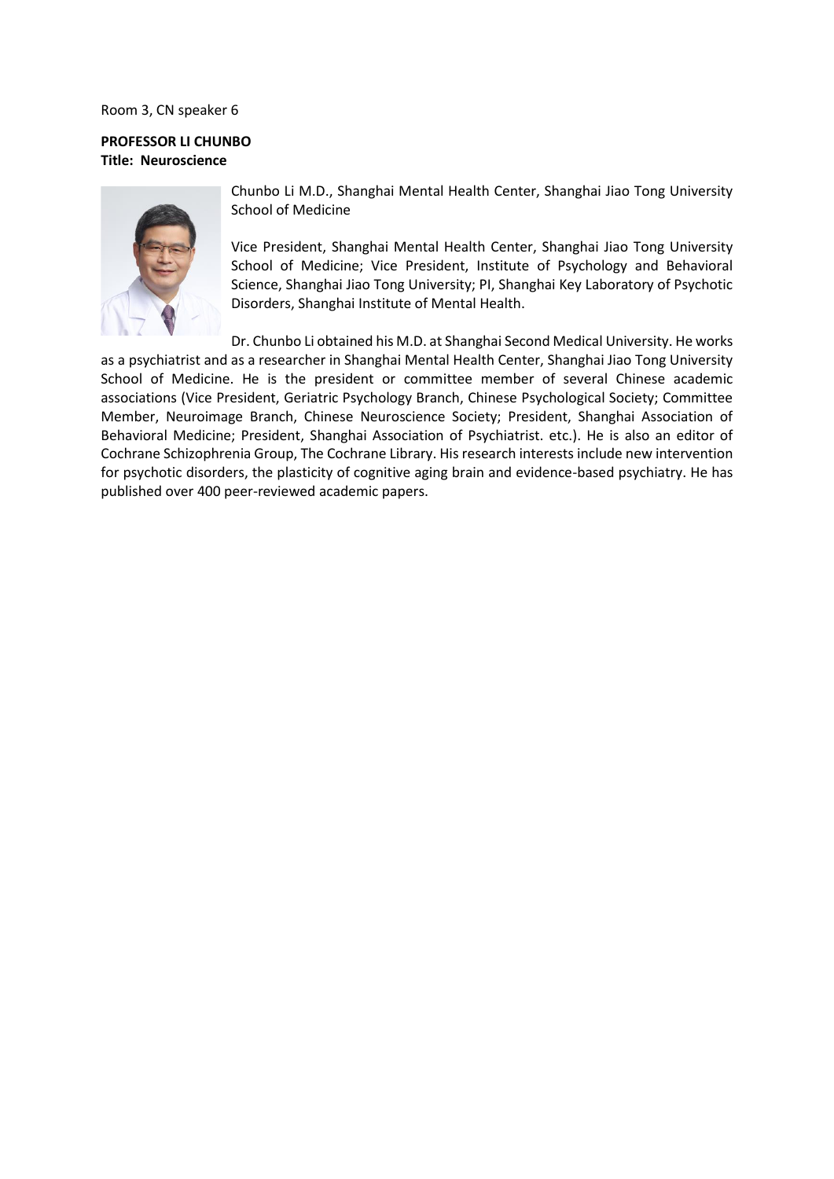Room 3, CN speaker 6

**PROFESSOR LI CHUNBO**
**Title: Neuroscience**

Chunbo Li M.D., Shanghai Mental Health Center, Shanghai Jiao Tong University School of Medicine

Vice President, Shanghai Mental Health Center, Shanghai Jiao Tong University School of Medicine; Vice President, Institute of Psychology and Behavioral Science, Shanghai Jiao Tong University; PI, Shanghai Key Laboratory of Psychotic Disorders, Shanghai Institute of Mental Health.

Dr. Chunbo Li obtained his M.D. at Shanghai Second Medical University. He works as a psychiatrist and as a researcher in Shanghai Mental Health Center, Shanghai Jiao Tong University School of Medicine. He is the president or committee member of several Chinese academic associations (Vice President, Geriatric Psychology Branch, Chinese Psychological Society; Committee Member, Neuroimage Branch, Chinese Neuroscience Society; President, Shanghai Association of Behavioral Medicine; President, Shanghai Association of Psychiatrist. etc.). He is also an editor of Cochrane Schizophrenia Group, The Cochrane Library. His research interests include new intervention for psychotic disorders, the plasticity of cognitive aging brain and evidence-based psychiatry. He has published over 400 peer-reviewed academic papers.